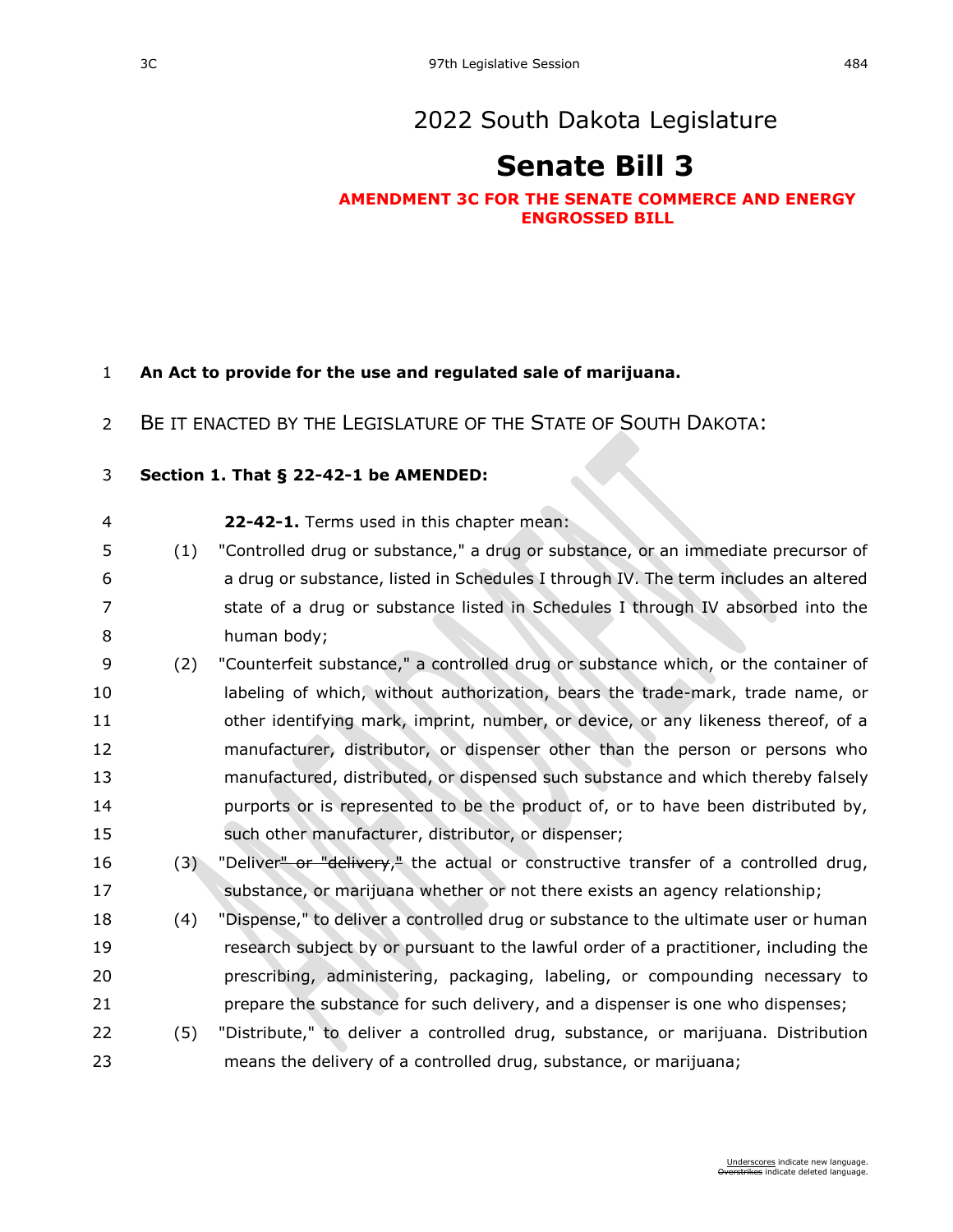# 2022 South Dakota Legislature

# Senate Bill 3

**AMENDMENT 3C FOR THE SENATE COMMERCE AND ENERGY ENGROSSED BILL**

**An Act to provide for the use and regulated sale of marijuana.**

BE IT ENACTED BY THE LEGISLATURE OF THE STATE OF SOUTH DAKOTA:

**Section 1. That § 22-42-1 be AMENDED:**

**22-42-1.** Terms used in this chapter mean:

(1) "Controlled drug or substance," a drug or substance, or an immediate precursor of a drug or substance, listed in Schedules I through IV. The term includes an altered state of a drug or substance listed in Schedules I through IV absorbed into the human body;

(2) "Counterfeit substance," a controlled drug or substance which, or the container of labeling of which, without authorization, bears the trade-mark, trade name, or other identifying mark, imprint, number, or device, or any likeness thereof, of a manufacturer, distributor, or dispenser other than the person or persons who manufactured, distributed, or dispensed such substance and which thereby falsely purports or is represented to be the product of, or to have been distributed by, such other manufacturer, distributor, or dispenser;

(3) "Deliver~~" or "delivery,"~~ the actual or constructive transfer of a controlled drug, substance, or marijuana whether or not there exists an agency relationship;

(4) "Dispense," to deliver a controlled drug or substance to the ultimate user or human research subject by or pursuant to the lawful order of a practitioner, including the prescribing, administering, packaging, labeling, or compounding necessary to prepare the substance for such delivery, and a dispenser is one who dispenses;

(5) "Distribute," to deliver a controlled drug, substance, or marijuana. Distribution means the delivery of a controlled drug, substance, or marijuana;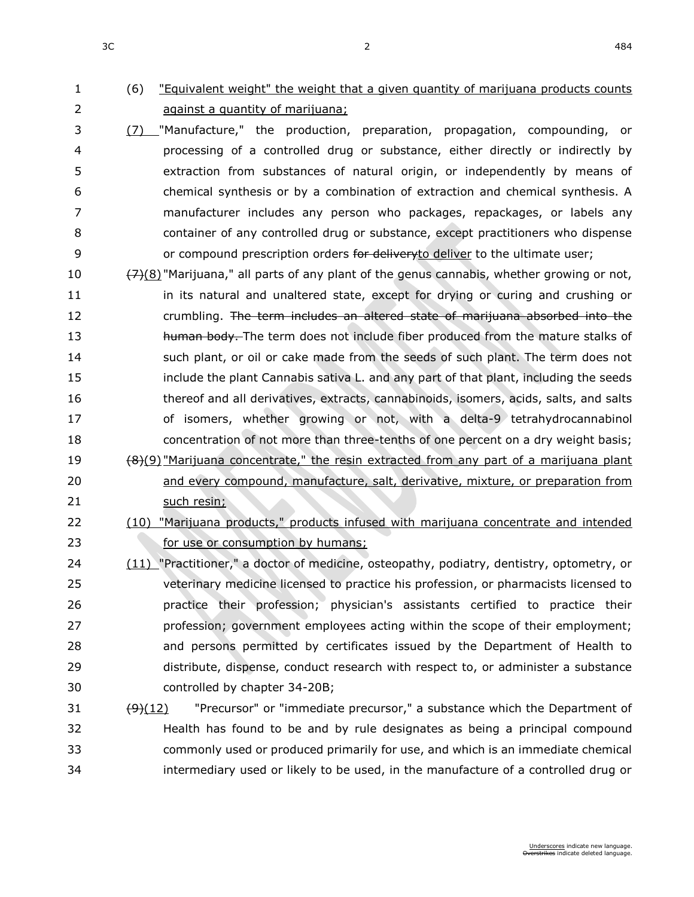(6) <u>"Equivalent weight" the weight that a given quantity of marijuana products counts against a quantity of marijuana;</u>

<u>(7)</u> "Manufacture," the production, preparation, propagation, compounding, or processing of a controlled drug or substance, either directly or indirectly by extraction from substances of natural origin, or independently by means of chemical synthesis or by a combination of extraction and chemical synthesis. A manufacturer includes any person who packages, repackages, or labels any container of any controlled drug or substance, except practitioners who dispense or compound prescription orders ~~for delivery~~<u>to deliver</u> to the ultimate user;

~~(7)~~<u>(8)</u> "Marijuana," all parts of any plant of the genus cannabis, whether growing or not, in its natural and unaltered state, except for drying or curing and crushing or crumbling. ~~The term includes an altered state of marijuana absorbed into the human body.~~ The term does not include fiber produced from the mature stalks of such plant, or oil or cake made from the seeds of such plant. The term does not include the plant Cannabis sativa L. and any part of that plant, including the seeds thereof and all derivatives, extracts, cannabinoids, isomers, acids, salts, and salts of isomers, whether growing or not, with a delta-9 tetrahydrocannabinol concentration of not more than three-tenths of one percent on a dry weight basis;

~~(8)~~<u>(9)</u> <u>"Marijuana concentrate," the resin extracted from any part of a marijuana plant and every compound, manufacture, salt, derivative, mixture, or preparation from such resin;</u>

<u>(10) "Marijuana products," products infused with marijuana concentrate and intended for use or consumption by humans;</u>

<u>(11)</u> "Practitioner," a doctor of medicine, osteopathy, podiatry, dentistry, optometry, or veterinary medicine licensed to practice his profession, or pharmacists licensed to practice their profession; physician's assistants certified to practice their profession; government employees acting within the scope of their employment; and persons permitted by certificates issued by the Department of Health to distribute, dispense, conduct research with respect to, or administer a substance controlled by chapter 34-20B;

~~(9)~~<u>(12)</u> "Precursor" or "immediate precursor," a substance which the Department of Health has found to be and by rule designates as being a principal compound commonly used or produced primarily for use, and which is an immediate chemical intermediary used or likely to be used, in the manufacture of a controlled drug or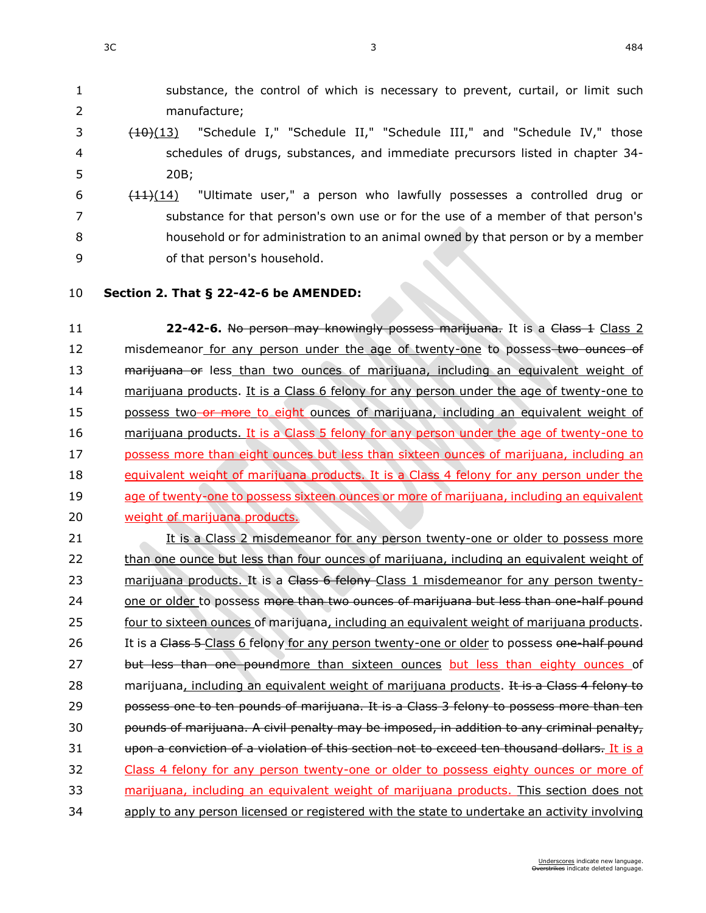substance, the control of which is necessary to prevent, curtail, or limit such manufacture;

~~(10)~~<u>(13)</u> "Schedule I," "Schedule II," "Schedule III," and "Schedule IV," those schedules of drugs, substances, and immediate precursors listed in chapter 34-20B;

~~(11)~~<u>(14)</u> "Ultimate user," a person who lawfully possesses a controlled drug or substance for that person's own use or for the use of a member of that person's household or for administration to an animal owned by that person or by a member of that person's household.

**Section 2. That § 22-42-6 be AMENDED:**

**22-42-6.** ~~No person may knowingly possess marijuana.~~ It is a ~~Class 1~~ <u>Class 2</u> misdemeanor <u>for any person under the age of twenty-one</u> to possess ~~two ounces of marijuana or~~ less <u>than two ounces of marijuana, including an equivalent weight of marijuana products</u>. <u>It is a Class 6 felony for any person under the age of twenty-one to possess two</u> ~~or more~~ <u>to eight</u> <u>ounces of marijuana, including an equivalent weight of marijuana products.</u> <u>It is a Class 5 felony for any person under the age of twenty-one to possess more than eight ounces but less than sixteen ounces of marijuana, including an equivalent weight of marijuana products. It is a Class 4 felony for any person under the age of twenty-one to possess sixteen ounces or more of marijuana, including an equivalent weight of marijuana products.</u>

<u>It is a Class 2 misdemeanor for any person twenty-one or older to possess more than one ounce but less than four ounces of marijuana, including an equivalent weight of marijuana products.</u> It is a ~~Class 6 felony~~ <u>Class 1 misdemeanor for any person twenty-one or older</u> to possess ~~more than two ounces of marijuana but less than one-half pound~~ <u>four to sixteen ounces</u> of marijuana<u>, including an equivalent weight of marijuana products</u>. It is a ~~Class 5~~ <u>Class 6</u> felony <u>for any person twenty-one or older</u> to possess ~~one-half pound but less than one pound~~<u>more than sixteen ounces</u> <u>but less than eighty ounces</u> of marijuana<u>, including an equivalent weight of marijuana products</u>. ~~It is a Class 4 felony to possess one to ten pounds of marijuana. It is a Class 3 felony to possess more than ten pounds of marijuana. A civil penalty may be imposed, in addition to any criminal penalty, upon a conviction of a violation of this section not to exceed ten thousand dollars.~~ <u>It is a Class 4 felony for any person twenty-one or older to possess eighty ounces or more of marijuana, including an equivalent weight of marijuana products.</u> <u>This section does not apply to any person licensed or registered with the state to undertake an activity involving</u>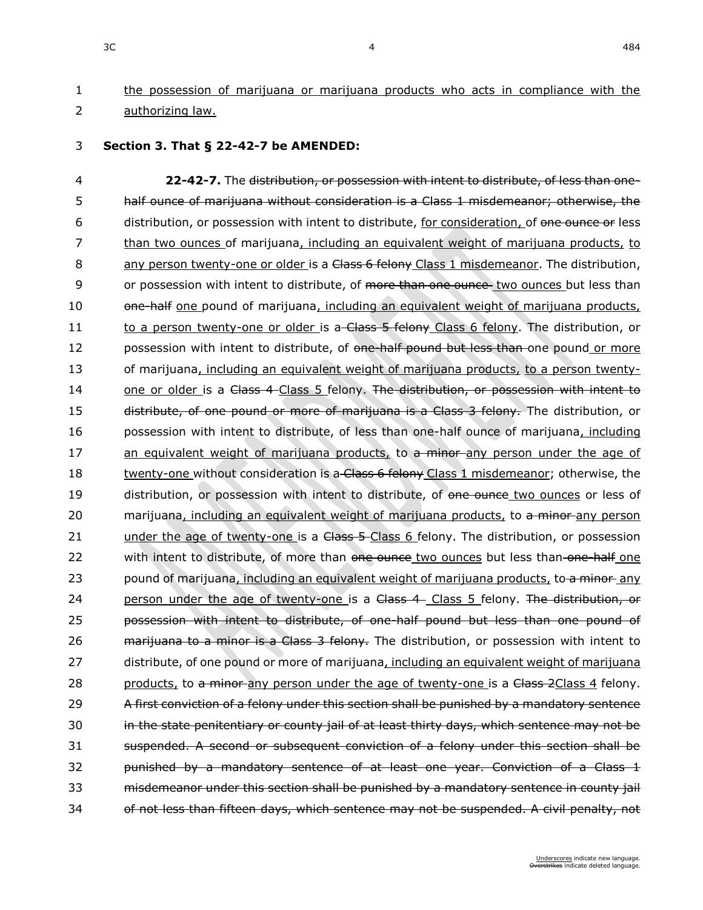<u>the possession of marijuana or marijuana products who acts in compliance with the authorizing law.</u>

**Section 3. That § 22-42-7 be AMENDED:**

**22-42-7.** The ~~distribution, or possession with intent to distribute, of less than one-half ounce of marijuana without consideration is a Class 1 misdemeanor; otherwise, the~~ distribution, or possession with intent to distribute, <u>for consideration,</u> of ~~one ounce or~~ less <u>than two ounces</u> of marijuana<u>, including an equivalent weight of marijuana products,</u> <u>to any person twenty-one or older</u> is a ~~Class 6 felony~~ <u>Class 1 misdemeanor</u>. The distribution, or possession with intent to distribute, of ~~more than one ounce~~ <u>two ounces</u> but less than ~~one-half~~ <u>one</u> pound of marijuana<u>, including an equivalent weight of marijuana products,</u> <u>to a person twenty-one or older</u> is a ~~Class 5 felony~~ <u>Class 6 felony</u>. The distribution, or possession with intent to distribute, of ~~one-half pound but less than~~ one pound <u>or more</u> of marijuana<u>, including an equivalent weight of marijuana products,</u> <u>to a person twenty-one or older</u> is a ~~Class 4~~ <u>Class 5</u> felony. ~~The distribution, or possession with intent to distribute, of one pound or more of marijuana is a Class 3 felony.~~ The distribution, or possession with intent to distribute, of less than one-half ounce of marijuana<u>, including an equivalent weight of marijuana products,</u> to ~~a minor~~ <u>any person under the age of twenty-one</u> without consideration is a ~~Class 6 felony~~ <u>Class 1 misdemeanor</u>; otherwise, the distribution, or possession with intent to distribute, of ~~one ounce~~ <u>two ounces</u> or less of marijuana<u>, including an equivalent weight of marijuana products,</u> to ~~a minor~~ <u>any person under the age of twenty-one</u> is a ~~Class 5~~ <u>Class 6</u> felony. The distribution, or possession with intent to distribute, of more than ~~one ounce~~ <u>two ounces</u> but less than ~~one-half~~ <u>one</u> pound of marijuana<u>, including an equivalent weight of marijuana products,</u> to ~~a minor~~ <u>any person under the age of twenty-one</u> is a ~~Class 4~~ <u>Class 5</u> felony. ~~The distribution, or possession with intent to distribute, of one-half pound but less than one pound of marijuana to a minor is a Class 3 felony.~~ The distribution, or possession with intent to distribute, of one pound or more of marijuana<u>, including an equivalent weight of marijuana products,</u> to ~~a minor~~ <u>any person under the age of twenty-one</u> is a ~~Class 2~~<u>Class 4</u> felony. ~~A first conviction of a felony under this section shall be punished by a mandatory sentence in the state penitentiary or county jail of at least thirty days, which sentence may not be suspended. A second or subsequent conviction of a felony under this section shall be punished by a mandatory sentence of at least one year. Conviction of a Class 1 misdemeanor under this section shall be punished by a mandatory sentence in county jail of not less than fifteen days, which sentence may not be suspended. A civil penalty, not~~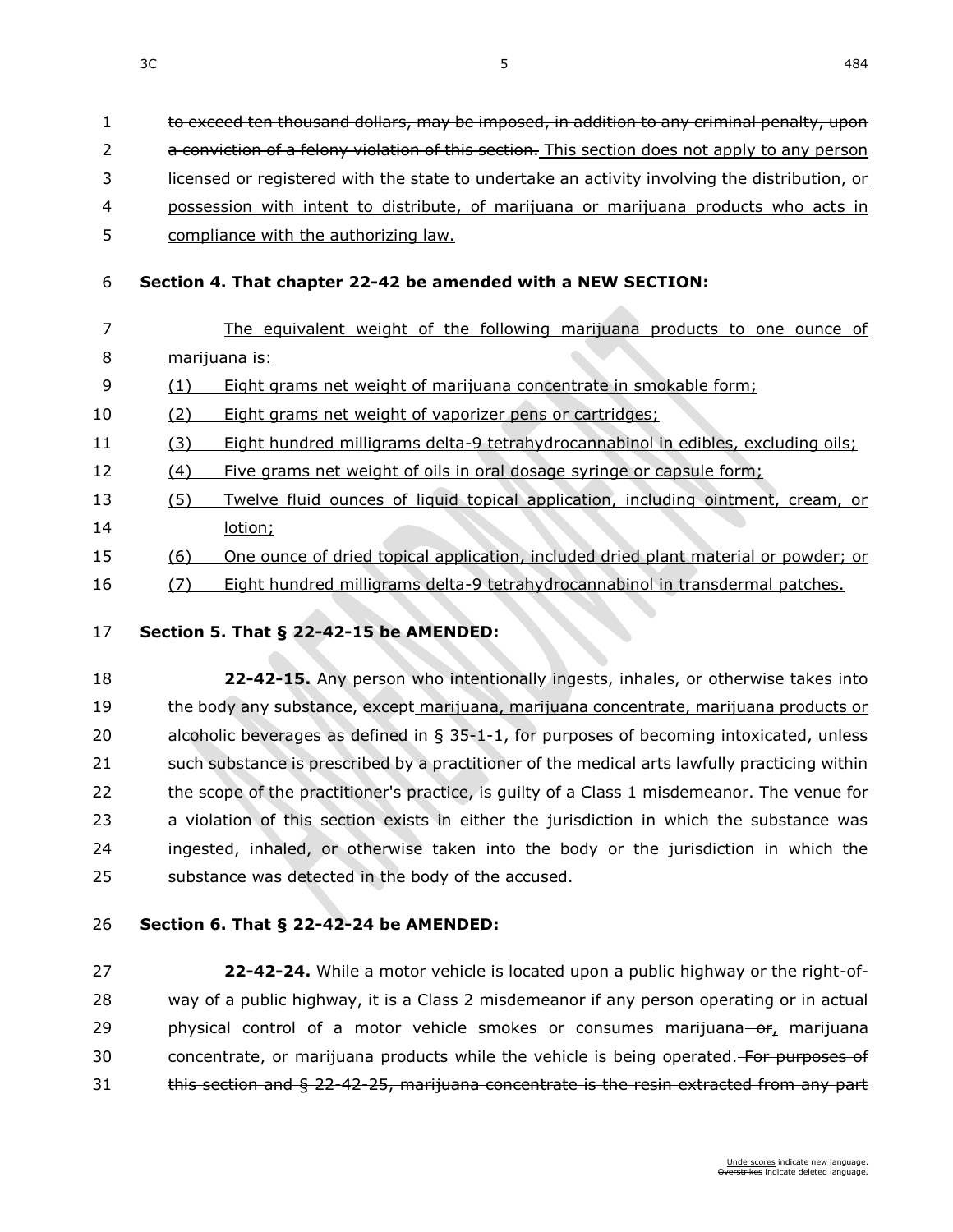~~to exceed ten thousand dollars, may be imposed, in addition to any criminal penalty, upon a conviction of a felony violation of this section.~~ This section does not apply to any person licensed or registered with the state to undertake an activity involving the distribution, or possession with intent to distribute, of marijuana or marijuana products who acts in compliance with the authorizing law.

**Section 4. That chapter 22-42 be amended with a NEW SECTION:**

The equivalent weight of the following marijuana products to one ounce of marijuana is:

(1) Eight grams net weight of marijuana concentrate in smokable form;

(2) Eight grams net weight of vaporizer pens or cartridges;

(3) Eight hundred milligrams delta-9 tetrahydrocannabinol in edibles, excluding oils;

(4) Five grams net weight of oils in oral dosage syringe or capsule form;

(5) Twelve fluid ounces of liquid topical application, including ointment, cream, or lotion;

(6) One ounce of dried topical application, included dried plant material or powder; or

(7) Eight hundred milligrams delta-9 tetrahydrocannabinol in transdermal patches.

**Section 5. That § 22-42-15 be AMENDED:**

**22-42-15.** Any person who intentionally ingests, inhales, or otherwise takes into the body any substance, except marijuana, marijuana concentrate, marijuana products or alcoholic beverages as defined in § 35-1-1, for purposes of becoming intoxicated, unless such substance is prescribed by a practitioner of the medical arts lawfully practicing within the scope of the practitioner's practice, is guilty of a Class 1 misdemeanor. The venue for a violation of this section exists in either the jurisdiction in which the substance was ingested, inhaled, or otherwise taken into the body or the jurisdiction in which the substance was detected in the body of the accused.

**Section 6. That § 22-42-24 be AMENDED:**

**22-42-24.** While a motor vehicle is located upon a public highway or the right-of-way of a public highway, it is a Class 2 misdemeanor if any person operating or in actual physical control of a motor vehicle smokes or consumes marijuana ~~or~~, marijuana concentrate, or marijuana products while the vehicle is being operated. ~~For purposes of this section and § 22-42-25, marijuana concentrate is the resin extracted from any part~~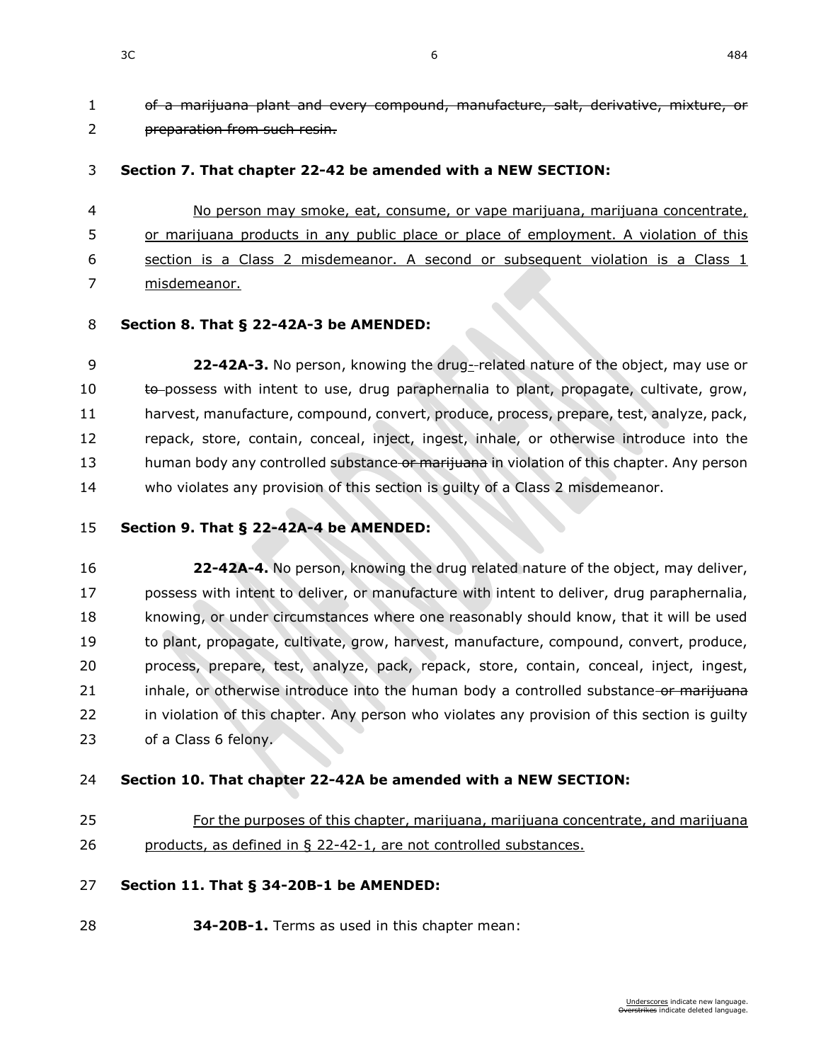~~of a marijuana plant and every compound, manufacture, salt, derivative, mixture, or preparation from such resin.~~

**Section 7. That chapter 22-42 be amended with a NEW SECTION:**

<u>No person may smoke, eat, consume, or vape marijuana, marijuana concentrate, or marijuana products in any public place or place of employment. A violation of this section is a Class 2 misdemeanor. A second or subsequent violation is a Class 1 misdemeanor.</u>

**Section 8. That § 22-42A-3 be AMENDED:**

**22-42A-3.** No person, knowing the drug<u>-</u>~~-~~related nature of the object, may use or ~~to~~ possess with intent to use, drug paraphernalia to plant, propagate, cultivate, grow, harvest, manufacture, compound, convert, produce, process, prepare, test, analyze, pack, repack, store, contain, conceal, inject, ingest, inhale, or otherwise introduce into the human body any controlled substance ~~or marijuana~~ in violation of this chapter. Any person who violates any provision of this section is guilty of a Class 2 misdemeanor.

**Section 9. That § 22-42A-4 be AMENDED:**

**22-42A-4.** No person, knowing the drug related nature of the object, may deliver, possess with intent to deliver, or manufacture with intent to deliver, drug paraphernalia, knowing, or under circumstances where one reasonably should know, that it will be used to plant, propagate, cultivate, grow, harvest, manufacture, compound, convert, produce, process, prepare, test, analyze, pack, repack, store, contain, conceal, inject, ingest, inhale, or otherwise introduce into the human body a controlled substance ~~or marijuana~~ in violation of this chapter. Any person who violates any provision of this section is guilty of a Class 6 felony.

**Section 10. That chapter 22-42A be amended with a NEW SECTION:**

<u>For the purposes of this chapter, marijuana, marijuana concentrate, and marijuana products, as defined in § 22-42-1, are not controlled substances.</u>

**Section 11. That § 34-20B-1 be AMENDED:**

**34-20B-1.** Terms as used in this chapter mean: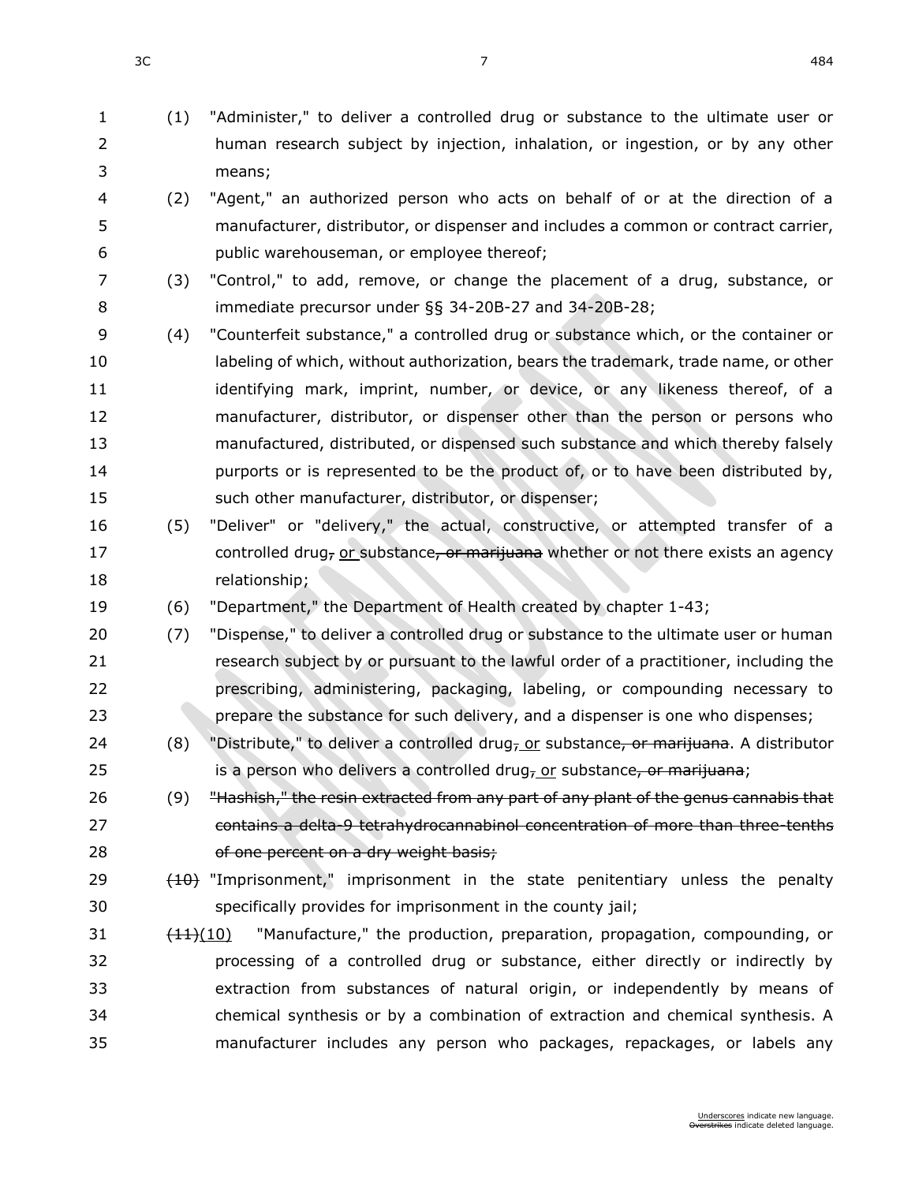(1) "Administer," to deliver a controlled drug or substance to the ultimate user or human research subject by injection, inhalation, or ingestion, or by any other means;

(2) "Agent," an authorized person who acts on behalf of or at the direction of a manufacturer, distributor, or dispenser and includes a common or contract carrier, public warehouseman, or employee thereof;

(3) "Control," to add, remove, or change the placement of a drug, substance, or immediate precursor under §§ 34-20B-27 and 34-20B-28;

(4) "Counterfeit substance," a controlled drug or substance which, or the container or labeling of which, without authorization, bears the trademark, trade name, or other identifying mark, imprint, number, or device, or any likeness thereof, of a manufacturer, distributor, or dispenser other than the person or persons who manufactured, distributed, or dispensed such substance and which thereby falsely purports or is represented to be the product of, or to have been distributed by, such other manufacturer, distributor, or dispenser;

(5) "Deliver" or "delivery," the actual, constructive, or attempted transfer of a controlled drug~~,~~ <u>or</u> substance~~, or marijuana~~ whether or not there exists an agency relationship;

(6) "Department," the Department of Health created by chapter 1-43;

(7) "Dispense," to deliver a controlled drug or substance to the ultimate user or human research subject by or pursuant to the lawful order of a practitioner, including the prescribing, administering, packaging, labeling, or compounding necessary to prepare the substance for such delivery, and a dispenser is one who dispenses;

(8) "Distribute," to deliver a controlled drug~~,~~ <u>or</u> substance~~, or marijuana~~. A distributor is a person who delivers a controlled drug~~,~~ <u>or</u> substance~~, or marijuana~~;

(9) ~~"Hashish," the resin extracted from any part of any plant of the genus cannabis that contains a delta-9 tetrahydrocannabinol concentration of more than three-tenths of one percent on a dry weight basis;~~

~~(10)~~ "Imprisonment," imprisonment in the state penitentiary unless the penalty specifically provides for imprisonment in the county jail;

~~(11)~~<u>(10)</u> "Manufacture," the production, preparation, propagation, compounding, or processing of a controlled drug or substance, either directly or indirectly by extraction from substances of natural origin, or independently by means of chemical synthesis or by a combination of extraction and chemical synthesis. A manufacturer includes any person who packages, repackages, or labels any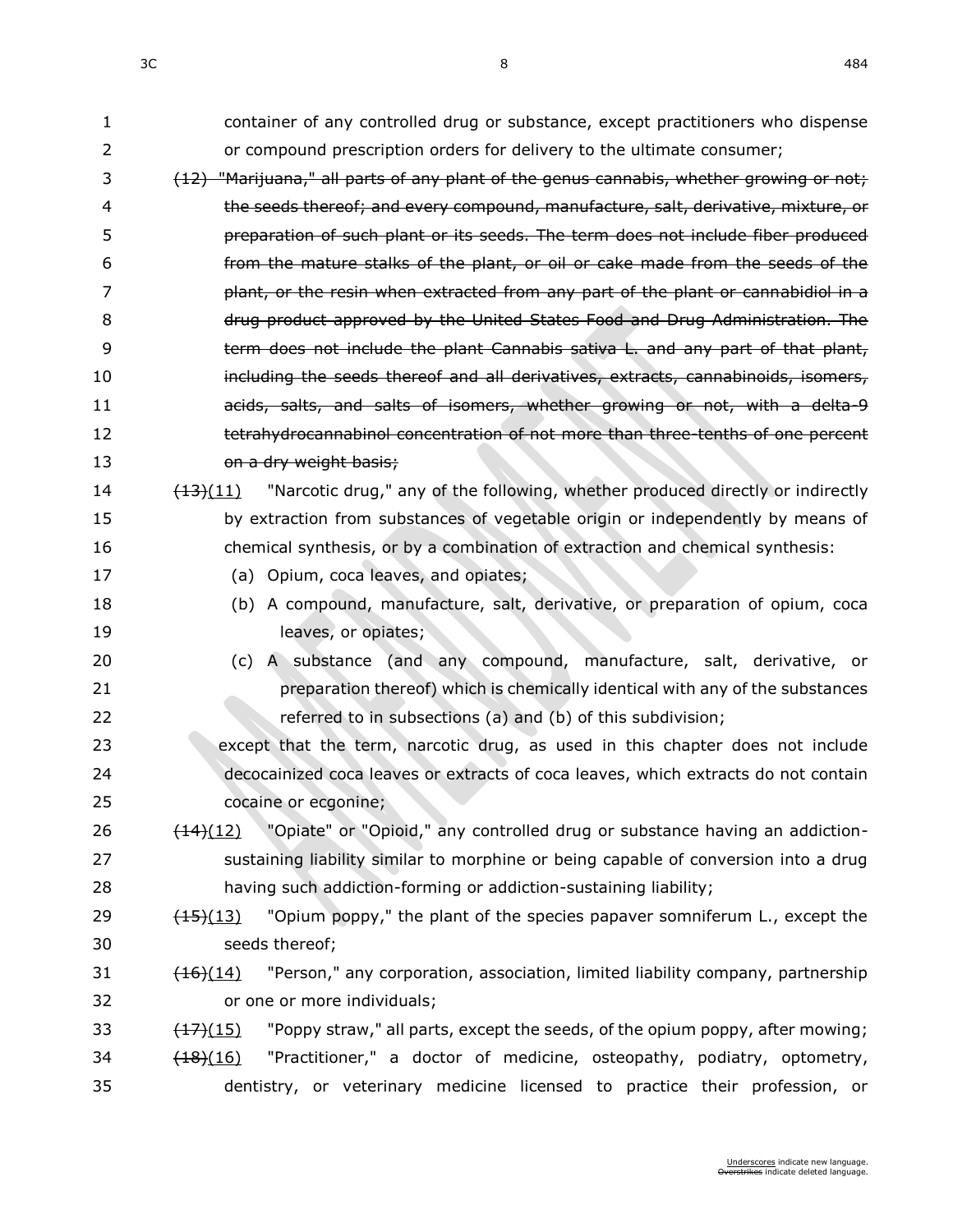container of any controlled drug or substance, except practitioners who dispense or compound prescription orders for delivery to the ultimate consumer;

~~(12) "Marijuana," all parts of any plant of the genus cannabis, whether growing or not; the seeds thereof; and every compound, manufacture, salt, derivative, mixture, or preparation of such plant or its seeds. The term does not include fiber produced from the mature stalks of the plant, or oil or cake made from the seeds of the plant, or the resin when extracted from any part of the plant or cannabidiol in a drug product approved by the United States Food and Drug Administration. The term does not include the plant Cannabis sativa L. and any part of that plant, including the seeds thereof and all derivatives, extracts, cannabinoids, isomers, acids, salts, and salts of isomers, whether growing or not, with a delta-9 tetrahydrocannabinol concentration of not more than three-tenths of one percent on a dry weight basis;~~

~~(13)~~(11) "Narcotic drug," any of the following, whether produced directly or indirectly by extraction from substances of vegetable origin or independently by means of chemical synthesis, or by a combination of extraction and chemical synthesis:

(a) Opium, coca leaves, and opiates;

(b) A compound, manufacture, salt, derivative, or preparation of opium, coca leaves, or opiates;

(c) A substance (and any compound, manufacture, salt, derivative, or preparation thereof) which is chemically identical with any of the substances referred to in subsections (a) and (b) of this subdivision;

except that the term, narcotic drug, as used in this chapter does not include decocainized coca leaves or extracts of coca leaves, which extracts do not contain cocaine or ecgonine;

~~(14)~~(12) "Opiate" or "Opioid," any controlled drug or substance having an addiction-sustaining liability similar to morphine or being capable of conversion into a drug having such addiction-forming or addiction-sustaining liability;

~~(15)~~(13) "Opium poppy," the plant of the species papaver somniferum L., except the seeds thereof;

~~(16)~~(14) "Person," any corporation, association, limited liability company, partnership or one or more individuals;

~~(17)~~(15) "Poppy straw," all parts, except the seeds, of the opium poppy, after mowing;

~~(18)~~(16) "Practitioner," a doctor of medicine, osteopathy, podiatry, optometry, dentistry, or veterinary medicine licensed to practice their profession, or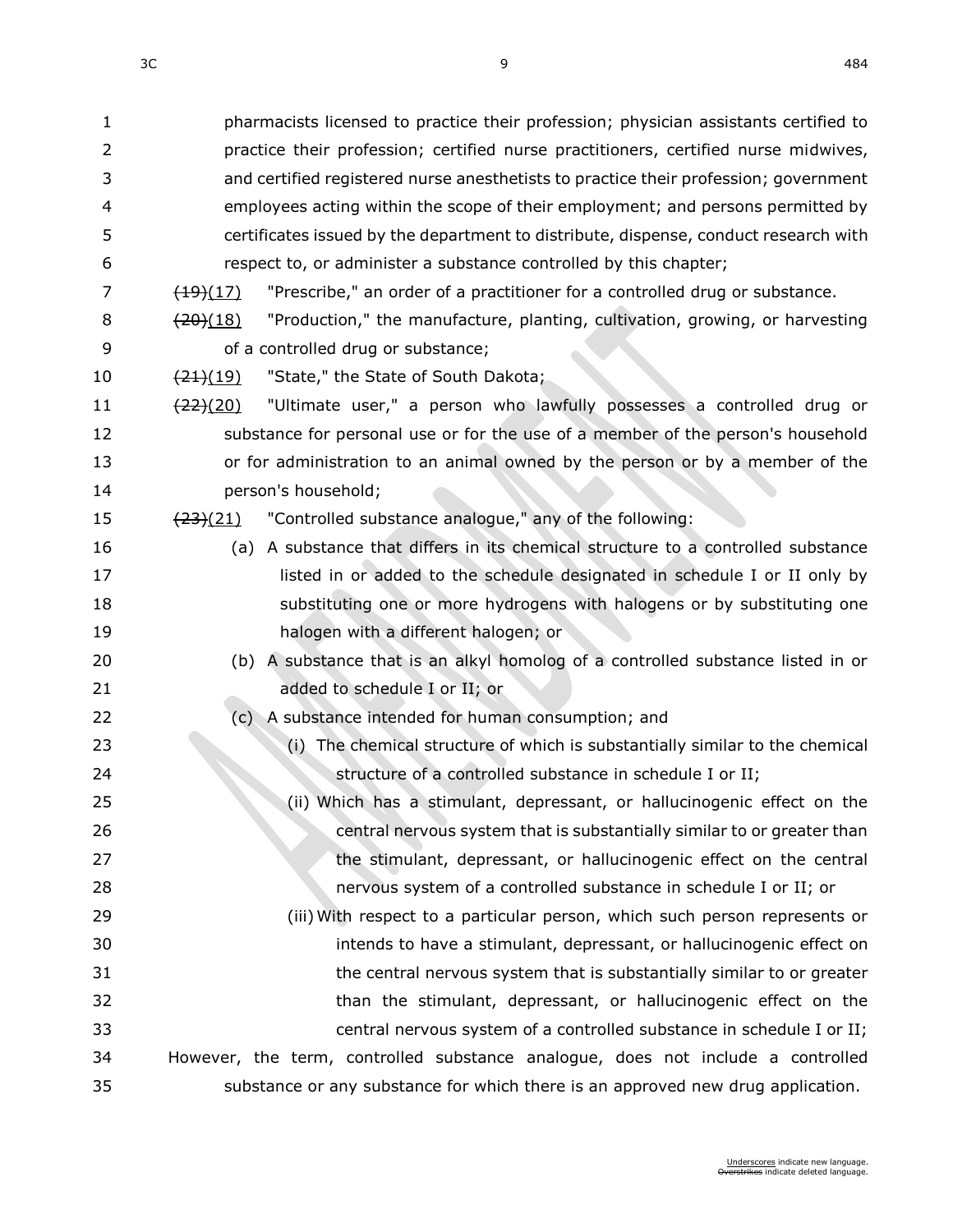pharmacists licensed to practice their profession; physician assistants certified to practice their profession; certified nurse practitioners, certified nurse midwives, and certified registered nurse anesthetists to practice their profession; government employees acting within the scope of their employment; and persons permitted by certificates issued by the department to distribute, dispense, conduct research with respect to, or administer a substance controlled by this chapter;

~~(19)~~(17) "Prescribe," an order of a practitioner for a controlled drug or substance.

~~(20)~~(18) "Production," the manufacture, planting, cultivation, growing, or harvesting of a controlled drug or substance;

~~(21)~~(19) "State," the State of South Dakota;

~~(22)~~(20) "Ultimate user," a person who lawfully possesses a controlled drug or substance for personal use or for the use of a member of the person's household or for administration to an animal owned by the person or by a member of the person's household;

~~(23)~~(21) "Controlled substance analogue," any of the following:

(a) A substance that differs in its chemical structure to a controlled substance listed in or added to the schedule designated in schedule I or II only by substituting one or more hydrogens with halogens or by substituting one halogen with a different halogen; or

(b) A substance that is an alkyl homolog of a controlled substance listed in or added to schedule I or II; or

(c) A substance intended for human consumption; and

(i) The chemical structure of which is substantially similar to the chemical structure of a controlled substance in schedule I or II;

(ii) Which has a stimulant, depressant, or hallucinogenic effect on the central nervous system that is substantially similar to or greater than the stimulant, depressant, or hallucinogenic effect on the central nervous system of a controlled substance in schedule I or II; or

(iii) With respect to a particular person, which such person represents or intends to have a stimulant, depressant, or hallucinogenic effect on the central nervous system that is substantially similar to or greater than the stimulant, depressant, or hallucinogenic effect on the central nervous system of a controlled substance in schedule I or II;

However, the term, controlled substance analogue, does not include a controlled substance or any substance for which there is an approved new drug application.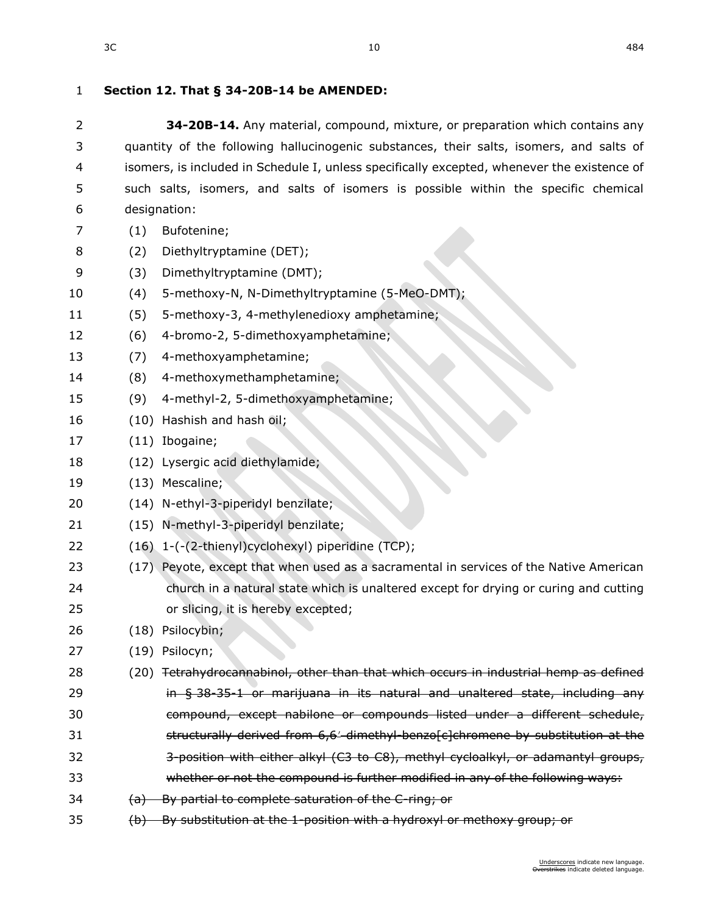**Section 12. That § 34-20B-14 be AMENDED:**

**34-20B-14.** Any material, compound, mixture, or preparation which contains any quantity of the following hallucinogenic substances, their salts, isomers, and salts of isomers, is included in Schedule I, unless specifically excepted, whenever the existence of such salts, isomers, and salts of isomers is possible within the specific chemical designation:

(1) Bufotenine;

(2) Diethyltryptamine (DET);

(3) Dimethyltryptamine (DMT);

(4) 5-methoxy-N, N-Dimethyltryptamine (5-MeO-DMT);

(5) 5-methoxy-3, 4-methylenedioxy amphetamine;

(6) 4-bromo-2, 5-dimethoxyamphetamine;

(7) 4-methoxyamphetamine;

(8) 4-methoxymethamphetamine;

(9) 4-methyl-2, 5-dimethoxyamphetamine;

(10) Hashish and hash oil;

(11) Ibogaine;

(12) Lysergic acid diethylamide;

(13) Mescaline;

(14) N-ethyl-3-piperidyl benzilate;

(15) N-methyl-3-piperidyl benzilate;

(16) 1-(-(2-thienyl)cyclohexyl) piperidine (TCP);

(17) Peyote, except that when used as a sacramental in services of the Native American church in a natural state which is unaltered except for drying or curing and cutting or slicing, it is hereby excepted;

(18) Psilocybin;

(19) Psilocyn;

(20) ~~Tetrahydrocannabinol, other than that which occurs in industrial hemp as defined in § 38-35-1 or marijuana in its natural and unaltered state, including any compound, except nabilone or compounds listed under a different schedule, structurally derived from 6,6′-dimethyl-benzo[c]chromene by substitution at the 3-position with either alkyl (C3 to C8), methyl cycloalkyl, or adamantyl groups, whether or not the compound is further modified in any of the following ways:~~

~~(a) By partial to complete saturation of the C-ring; or~~

~~(b) By substitution at the 1-position with a hydroxyl or methoxy group; or~~

Underscores indicate new language.
~~Overstrikes~~ indicate deleted language.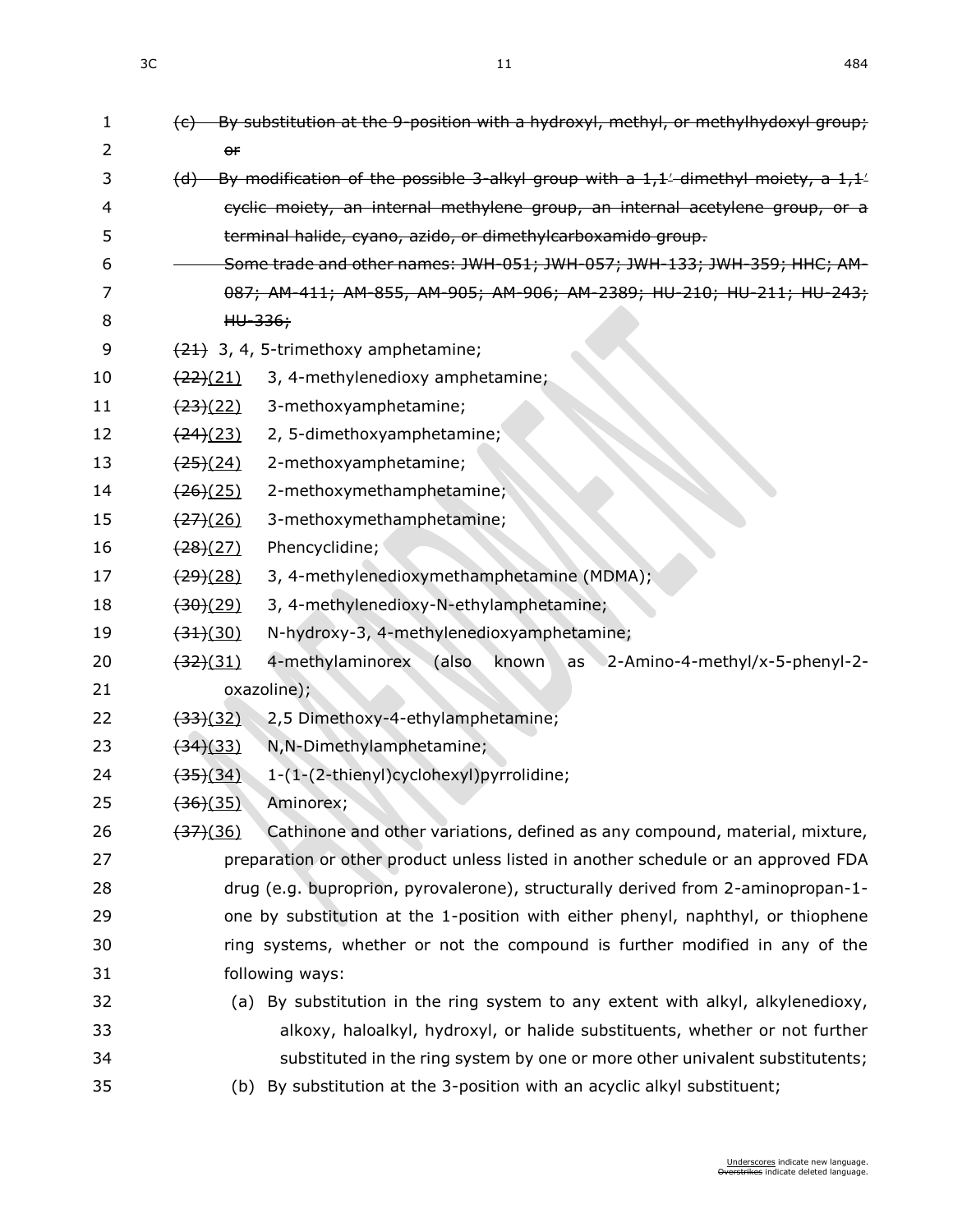~~(c) By substitution at the 9-position with a hydroxyl, methyl, or methylhydoxyl group; or~~

~~(d) By modification of the possible 3-alkyl group with a 1,1′-dimethyl moiety, a 1,1′ cyclic moiety, an internal methylene group, an internal acetylene group, or a terminal halide, cyano, azido, or dimethylcarboxamido group.~~

~~Some trade and other names: JWH-051; JWH-057; JWH-133; JWH-359; HHC; AM-087; AM-411; AM-855, AM-905; AM-906; AM-2389; HU-210; HU-211; HU-243; HU-336;~~

~~(21)~~ 3, 4, 5-trimethoxy amphetamine;

~~(22)~~<u>(21)</u> 3, 4-methylenedioxy amphetamine;

~~(23)~~<u>(22)</u> 3-methoxyamphetamine;

~~(24)~~<u>(23)</u> 2, 5-dimethoxyamphetamine;

~~(25)~~<u>(24)</u> 2-methoxyamphetamine;

~~(26)~~<u>(25)</u> 2-methoxymethamphetamine;

~~(27)~~<u>(26)</u> 3-methoxymethamphetamine;

~~(28)~~<u>(27)</u> Phencyclidine;

~~(29)~~<u>(28)</u> 3, 4-methylenedioxymethamphetamine (MDMA);

~~(30)~~<u>(29)</u> 3, 4-methylenedioxy-N-ethylamphetamine;

~~(31)~~<u>(30)</u> N-hydroxy-3, 4-methylenedioxyamphetamine;

~~(32)~~<u>(31)</u> 4-methylaminorex (also known as 2-Amino-4-methyl/x-5-phenyl-2-oxazoline);

~~(33)~~<u>(32)</u> 2,5 Dimethoxy-4-ethylamphetamine;

~~(34)~~<u>(33)</u> N,N-Dimethylamphetamine;

~~(35)~~<u>(34)</u> 1-(1-(2-thienyl)cyclohexyl)pyrrolidine;

~~(36)~~<u>(35)</u> Aminorex;

~~(37)~~<u>(36)</u> Cathinone and other variations, defined as any compound, material, mixture, preparation or other product unless listed in another schedule or an approved FDA drug (e.g. buproprion, pyrovalerone), structurally derived from 2-aminopropan-1-one by substitution at the 1-position with either phenyl, naphthyl, or thiophene ring systems, whether or not the compound is further modified in any of the following ways:

(a) By substitution in the ring system to any extent with alkyl, alkylenedioxy, alkoxy, haloalkyl, hydroxyl, or halide substituents, whether or not further substituted in the ring system by one or more other univalent substitutents;

(b) By substitution at the 3-position with an acyclic alkyl substituent;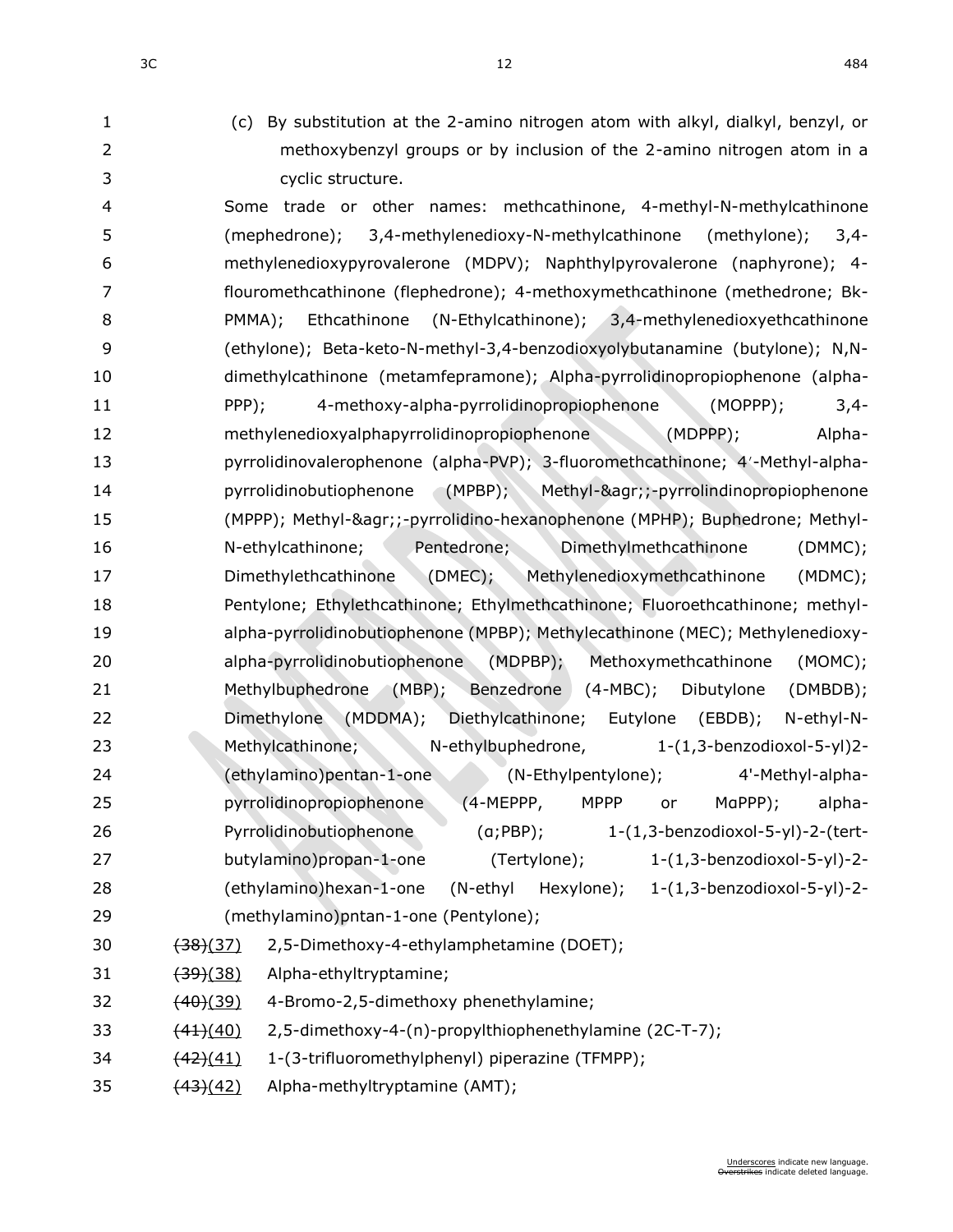(c) By substitution at the 2-amino nitrogen atom with alkyl, dialkyl, benzyl, or methoxybenzyl groups or by inclusion of the 2-amino nitrogen atom in a cyclic structure.

Some trade or other names: methcathinone, 4-methyl-N-methylcathinone (mephedrone); 3,4-methylenedioxy-N-methylcathinone (methylone); 3,4-methylenedioxypyrovalerone (MDPV); Naphthylpyrovalerone (naphyrone); 4-flouromethcathinone (flephedrone); 4-methoxymethcathinone (methedrone; Bk-PMMA); Ethcathinone (N-Ethylcathinone); 3,4-methylenedioxyethcathinone (ethylone); Beta-keto-N-methyl-3,4-benzodioxyolybutanamine (butylone); N,N-dimethylcathinone (metamfepramone); Alpha-pyrrolidinopropiophenone (alpha-PPP); 4-methoxy-alpha-pyrrolidinopropiophenone (MOPPP); 3,4-methylenedioxyalphapyrrolidinopropiophenone (MDPPP); Alpha-pyrrolidinovalerophenone (alpha-PVP); 3-fluoromethcathinone; 4′-Methyl-alpha-pyrrolidinobutiophenone (MPBP); Methyl-&agr;;-pyrrolindinopropiophenone (MPPP); Methyl-&agr;;-pyrrolidino-hexanophenone (MPHP); Buphedrone; Methyl-N-ethylcathinone; Pentedrone; Dimethylmethcathinone (DMMC); Dimethylethcathinone (DMEC); Methylenedioxymethcathinone (MDMC); Pentylone; Ethylethcathinone; Ethylmethcathinone; Fluoroethcathinone; methyl-alpha-pyrrolidinobutiophenone (MPBP); Methylecathinone (MEC); Methylenedioxy-alpha-pyrrolidinobutiophenone (MDPBP); Methoxymethcathinone (MOMC); Methylbuphedrone (MBP); Benzedrone (4-MBC); Dibutylone (DMBDB); Dimethylone (MDDMA); Diethylcathinone; Eutylone (EBDB); N-ethyl-N-Methylcathinone; N-ethylbuphedrone, 1-(1,3-benzodioxol-5-yl)2-(ethylamino)pentan-1-one (N-Ethylpentylone); 4'-Methyl-alpha-pyrrolidinopropiophenone (4-MEPPP, MPPP or MɑPPP); alpha-Pyrrolidinobutiophenone (ɑ;PBP); 1-(1,3-benzodioxol-5-yl)-2-(tert-butylamino)propan-1-one (Tertylone); 1-(1,3-benzodioxol-5-yl)-2-(ethylamino)hexan-1-one (N-ethyl Hexylone); 1-(1,3-benzodioxol-5-yl)-2-(methylamino)pntan-1-one (Pentylone);

~~(38)~~(37) 2,5-Dimethoxy-4-ethylamphetamine (DOET);

~~(39)~~(38) Alpha-ethyltryptamine;

~~(40)~~(39) 4-Bromo-2,5-dimethoxy phenethylamine;

~~(41)~~(40) 2,5-dimethoxy-4-(n)-propylthiophenethylamine (2C-T-7);

~~(42)~~(41) 1-(3-trifluoromethylphenyl) piperazine (TFMPP);

~~(43)~~(42) Alpha-methyltryptamine (AMT);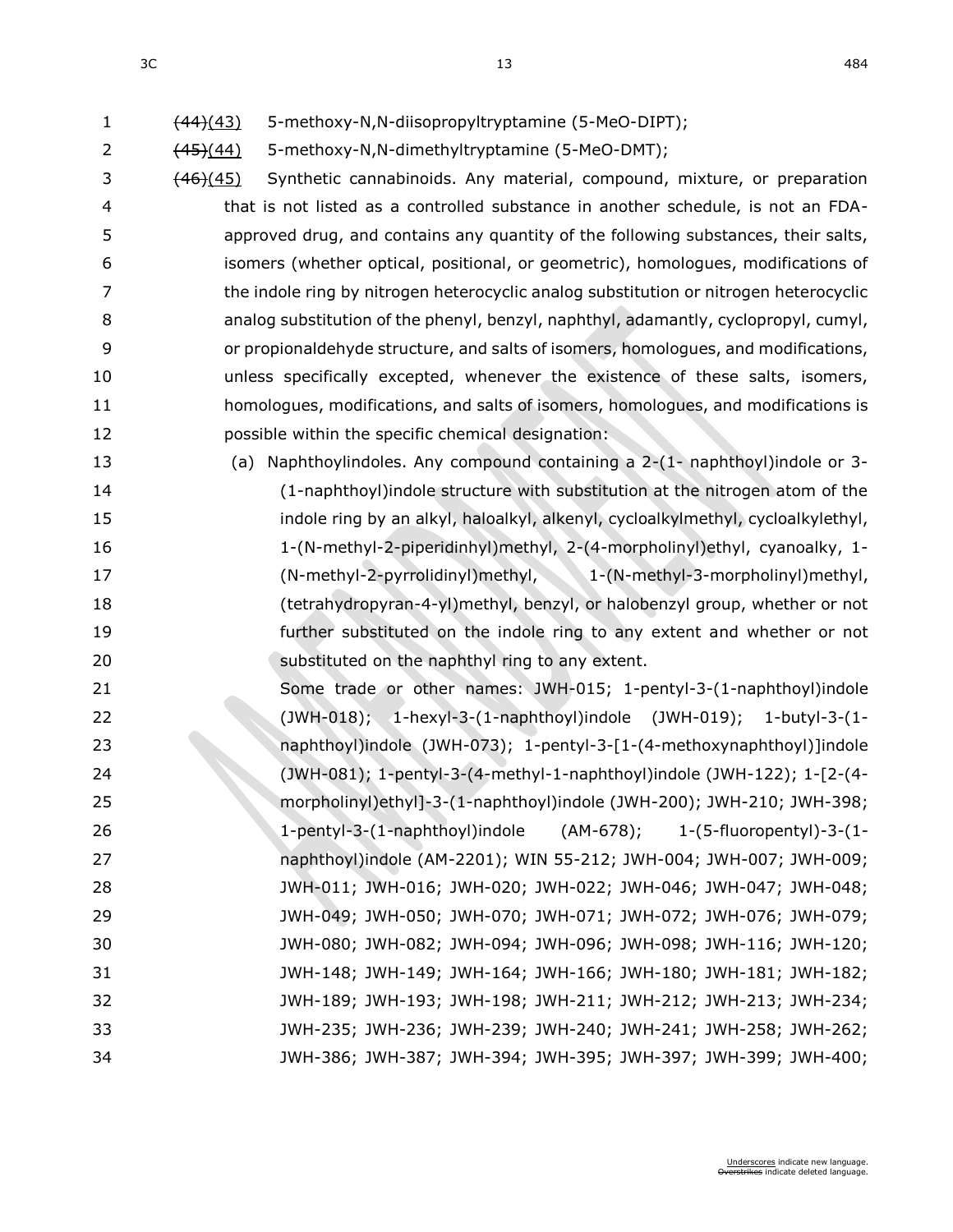~~(44)~~(43) 5-methoxy-N,N-diisopropyltryptamine (5-MeO-DIPT);

~~(45)~~(44) 5-methoxy-N,N-dimethyltryptamine (5-MeO-DMT);

~~(46)~~(45) Synthetic cannabinoids. Any material, compound, mixture, or preparation that is not listed as a controlled substance in another schedule, is not an FDA-approved drug, and contains any quantity of the following substances, their salts, isomers (whether optical, positional, or geometric), homologues, modifications of the indole ring by nitrogen heterocyclic analog substitution or nitrogen heterocyclic analog substitution of the phenyl, benzyl, naphthyl, adamantly, cyclopropyl, cumyl, or propionaldehyde structure, and salts of isomers, homologues, and modifications, unless specifically excepted, whenever the existence of these salts, isomers, homologues, modifications, and salts of isomers, homologues, and modifications is possible within the specific chemical designation:

(a) Naphthoylindoles. Any compound containing a 2-(1- naphthoyl)indole or 3-(1-naphthoyl)indole structure with substitution at the nitrogen atom of the indole ring by an alkyl, haloalkyl, alkenyl, cycloalkylmethyl, cycloalkylethyl, 1-(N-methyl-2-piperidinyl)methyl, 2-(4-morpholinyl)ethyl, cyanoalky, 1-(N-methyl-2-pyrrolidinyl)methyl, 1-(N-methyl-3-morpholinyl)methyl, (tetrahydropyran-4-yl)methyl, benzyl, or halobenzyl group, whether or not further substituted on the indole ring to any extent and whether or not substituted on the naphthyl ring to any extent.

Some trade or other names: JWH-015; 1-pentyl-3-(1-naphthoyl)indole (JWH-018); 1-hexyl-3-(1-naphthoyl)indole (JWH-019); 1-butyl-3-(1-naphthoyl)indole (JWH-073); 1-pentyl-3-[1-(4-methoxynaphthoyl)]indole (JWH-081); 1-pentyl-3-(4-methyl-1-naphthoyl)indole (JWH-122); 1-[2-(4-morpholinyl)ethyl]-3-(1-naphthoyl)indole (JWH-200); JWH-210; JWH-398; 1-pentyl-3-(1-naphthoyl)indole (AM-678); 1-(5-fluoropentyl)-3-(1-naphthoyl)indole (AM-2201); WIN 55-212; JWH-004; JWH-007; JWH-009; JWH-011; JWH-016; JWH-020; JWH-022; JWH-046; JWH-047; JWH-048; JWH-049; JWH-050; JWH-070; JWH-071; JWH-072; JWH-076; JWH-079; JWH-080; JWH-082; JWH-094; JWH-096; JWH-098; JWH-116; JWH-120; JWH-148; JWH-149; JWH-164; JWH-166; JWH-180; JWH-181; JWH-182; JWH-189; JWH-193; JWH-198; JWH-211; JWH-212; JWH-213; JWH-234; JWH-235; JWH-236; JWH-239; JWH-240; JWH-241; JWH-258; JWH-262; JWH-386; JWH-387; JWH-394; JWH-395; JWH-397; JWH-399; JWH-400;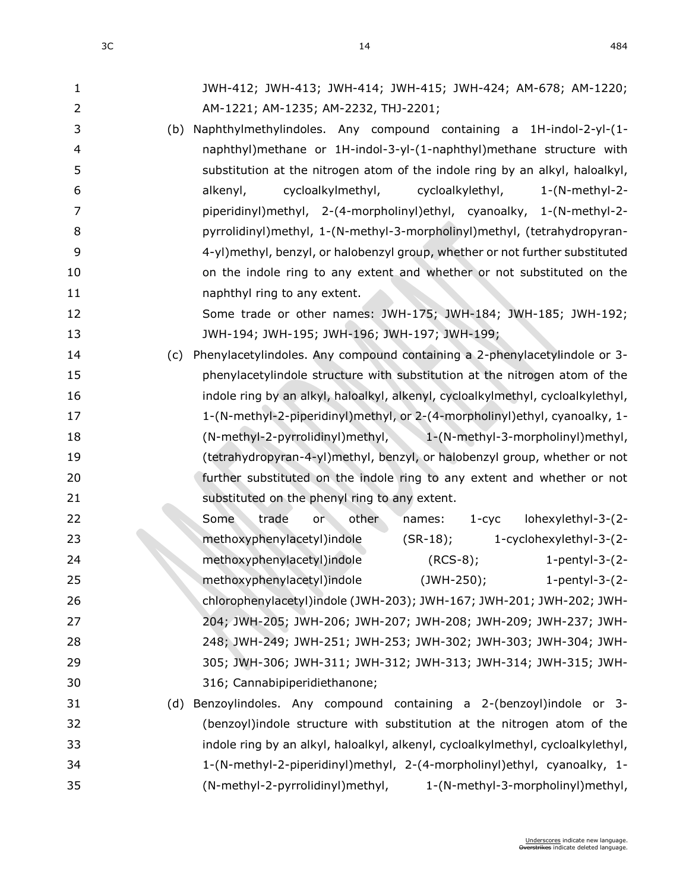JWH-412; JWH-413; JWH-414; JWH-415; JWH-424; AM-678; AM-1220; AM-1221; AM-1235; AM-2232, THJ-2201;

(b) Naphthylmethylindoles. Any compound containing a 1H-indol-2-yl-(1-naphthyl)methane or 1H-indol-3-yl-(1-naphthyl)methane structure with substitution at the nitrogen atom of the indole ring by an alkyl, haloalkyl, alkenyl, cycloalkylmethyl, cycloalkylethyl, 1-(N-methyl-2-piperidinyl)methyl, 2-(4-morpholinyl)ethyl, cyanoalky, 1-(N-methyl-2-pyrrolidinyl)methyl, 1-(N-methyl-3-morpholinyl)methyl, (tetrahydropyran-4-yl)methyl, benzyl, or halobenzyl group, whether or not further substituted on the indole ring to any extent and whether or not substituted on the naphthyl ring to any extent.

Some trade or other names: JWH-175; JWH-184; JWH-185; JWH-192; JWH-194; JWH-195; JWH-196; JWH-197; JWH-199;

(c) Phenylacetylindoles. Any compound containing a 2-phenylacetylindole or 3-phenylacetylindole structure with substitution at the nitrogen atom of the indole ring by an alkyl, haloalkyl, alkenyl, cycloalkylmethyl, cycloalkylethyl, 1-(N-methyl-2-piperidinyl)methyl, or 2-(4-morpholinyl)ethyl, cyanoalky, 1-(N-methyl-2-pyrrolidinyl)methyl, 1-(N-methyl-3-morpholinyl)methyl, (tetrahydropyran-4-yl)methyl, benzyl, or halobenzyl group, whether or not further substituted on the indole ring to any extent and whether or not substituted on the phenyl ring to any extent.

Some trade or other names: 1-cyc lohexylethyl-3-(2-methoxyphenylacetyl)indole (SR-18); 1-cyclohexylethyl-3-(2-methoxyphenylacetyl)indole (RCS-8); 1-pentyl-3-(2-methoxyphenylacetyl)indole (JWH-250); 1-pentyl-3-(2-chlorophenylacetyl)indole (JWH-203); JWH-167; JWH-201; JWH-202; JWH-204; JWH-205; JWH-206; JWH-207; JWH-208; JWH-209; JWH-237; JWH-248; JWH-249; JWH-251; JWH-253; JWH-302; JWH-303; JWH-304; JWH-305; JWH-306; JWH-311; JWH-312; JWH-313; JWH-314; JWH-315; JWH-316; Cannabipiperidiethanone;

(d) Benzoylindoles. Any compound containing a 2-(benzoyl)indole or 3-(benzoyl)indole structure with substitution at the nitrogen atom of the indole ring by an alkyl, haloalkyl, alkenyl, cycloalkylmethyl, cycloalkylethyl, 1-(N-methyl-2-piperidinyl)methyl, 2-(4-morpholinyl)ethyl, cyanoalky, 1-(N-methyl-2-pyrrolidinyl)methyl, 1-(N-methyl-3-morpholinyl)methyl,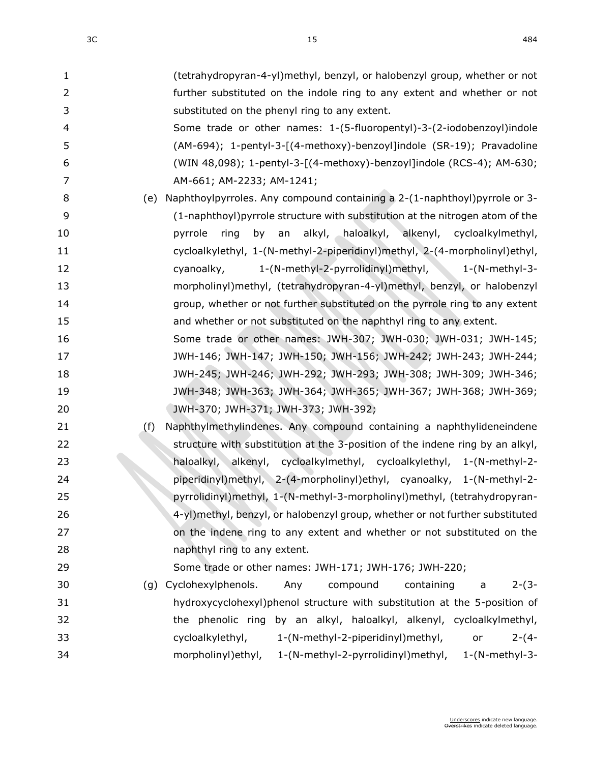(tetrahydropyran-4-yl)methyl, benzyl, or halobenzyl group, whether or not further substituted on the indole ring to any extent and whether or not substituted on the phenyl ring to any extent.

Some trade or other names: 1-(5-fluoropentyl)-3-(2-iodobenzoyl)indole (AM-694); 1-pentyl-3-[(4-methoxy)-benzoyl]indole (SR-19); Pravadoline (WIN 48,098); 1-pentyl-3-[(4-methoxy)-benzoyl]indole (RCS-4); AM-630; AM-661; AM-2233; AM-1241;

(e) Naphthoylpyrroles. Any compound containing a 2-(1-naphthoyl)pyrrole or 3-(1-naphthoyl)pyrrole structure with substitution at the nitrogen atom of the pyrrole ring by an alkyl, haloalkyl, alkenyl, cycloalkylmethyl, cycloalkylethyl, 1-(N-methyl-2-piperidinyl)methyl, 2-(4-morpholinyl)ethyl, cyanoalky, 1-(N-methyl-2-pyrrolidinyl)methyl, 1-(N-methyl-3-morpholinyl)methyl, (tetrahydropyran-4-yl)methyl, benzyl, or halobenzyl group, whether or not further substituted on the pyrrole ring to any extent and whether or not substituted on the naphthyl ring to any extent.

Some trade or other names: JWH-307; JWH-030; JWH-031; JWH-145; JWH-146; JWH-147; JWH-150; JWH-156; JWH-242; JWH-243; JWH-244; JWH-245; JWH-246; JWH-292; JWH-293; JWH-308; JWH-309; JWH-346; JWH-348; JWH-363; JWH-364; JWH-365; JWH-367; JWH-368; JWH-369; JWH-370; JWH-371; JWH-373; JWH-392;

(f) Naphthylmethylindenes. Any compound containing a naphthylideneindene structure with substitution at the 3-position of the indene ring by an alkyl, haloalkyl, alkenyl, cycloalkylmethyl, cycloalkylethyl, 1-(N-methyl-2-piperidinyl)methyl, 2-(4-morpholinyl)ethyl, cyanoalky, 1-(N-methyl-2-pyrrolidinyl)methyl, 1-(N-methyl-3-morpholinyl)methyl, (tetrahydropyran-4-yl)methyl, benzyl, or halobenzyl group, whether or not further substituted on the indene ring to any extent and whether or not substituted on the naphthyl ring to any extent.

Some trade or other names: JWH-171; JWH-176; JWH-220;

(g) Cyclohexylphenols. Any compound containing a 2-(3-hydroxycyclohexyl)phenol structure with substitution at the 5-position of the phenolic ring by an alkyl, haloalkyl, alkenyl, cycloalkylmethyl, cycloalkylethyl, 1-(N-methyl-2-piperidinyl)methyl, or 2-(4-morpholinyl)ethyl, 1-(N-methyl-2-pyrrolidinyl)methyl, 1-(N-methyl-3-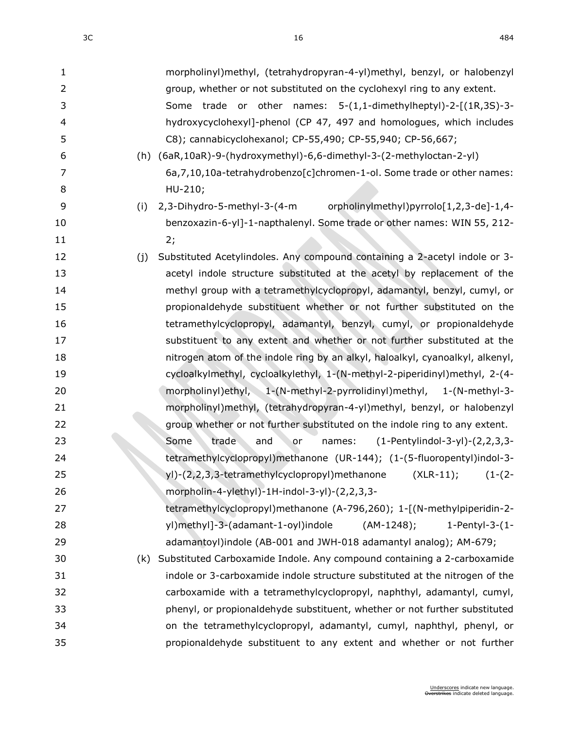morpholinyl)methyl, (tetrahydropyran-4-yl)methyl, benzyl, or halobenzyl group, whether or not substituted on the cyclohexyl ring to any extent. Some trade or other names: 5-(1,1-dimethylheptyl)-2-[(1R,3S)-3-hydroxycyclohexyl]-phenol (CP 47, 497 and homologues, which includes C8); cannabicyclohexanol; CP-55,490; CP-55,940; CP-56,667;

(h) (6aR,10aR)-9-(hydroxymethyl)-6,6-dimethyl-3-(2-methyloctan-2-yl) 6a,7,10,10a-tetrahydrobenzo[c]chromen-1-ol. Some trade or other names: HU-210;

(i) 2,3-Dihydro-5-methyl-3-(4-m orpholinylmethyl)pyrrolo[1,2,3-de]-1,4-benzoxazin-6-yl]-1-napthalenyl. Some trade or other names: WIN 55, 212-2;

(j) Substituted Acetylindoles. Any compound containing a 2-acetyl indole or 3-acetyl indole structure substituted at the acetyl by replacement of the methyl group with a tetramethylcyclopropyl, adamantyl, benzyl, cumyl, or propionaldehyde substituent whether or not further substituted on the tetramethylcyclopropyl, adamantyl, benzyl, cumyl, or propionaldehyde substituent to any extent and whether or not further substituted at the nitrogen atom of the indole ring by an alkyl, haloalkyl, cyanoalkyl, alkenyl, cycloalkylmethyl, cycloalkylethyl, 1-(N-methyl-2-piperidinyl)methyl, 2-(4-morpholinyl)ethyl, 1-(N-methyl-2-pyrrolidinyl)methyl, 1-(N-methyl-3-morpholinyl)methyl, (tetrahydropyran-4-yl)methyl, benzyl, or halobenzyl group whether or not further substituted on the indole ring to any extent. Some trade and or names: (1-Pentylindol-3-yl)-(2,2,3,3-tetramethylcyclopropyl)methanone (UR-144); (1-(5-fluoropentyl)indol-3-yl)-(2,2,3,3-tetramethylcyclopropyl)methanone (XLR-11); (1-(2-morpholin-4-ylethyl)-1H-indol-3-yl)-(2,2,3,3-tetramethylcyclopropyl)methanone (A-796,260); 1-[(N-methylpiperidin-2-yl)methyl]-3-(adamant-1-oyl)indole (AM-1248); 1-Pentyl-3-(1-adamantoyl)indole (AB-001 and JWH-018 adamantyl analog); AM-679;

(k) Substituted Carboxamide Indole. Any compound containing a 2-carboxamide indole or 3-carboxamide indole structure substituted at the nitrogen of the carboxamide with a tetramethylcyclopropyl, naphthyl, adamantyl, cumyl, phenyl, or propionaldehyde substituent, whether or not further substituted on the tetramethylcyclopropyl, adamantyl, cumyl, naphthyl, phenyl, or propionaldehyde substituent to any extent and whether or not further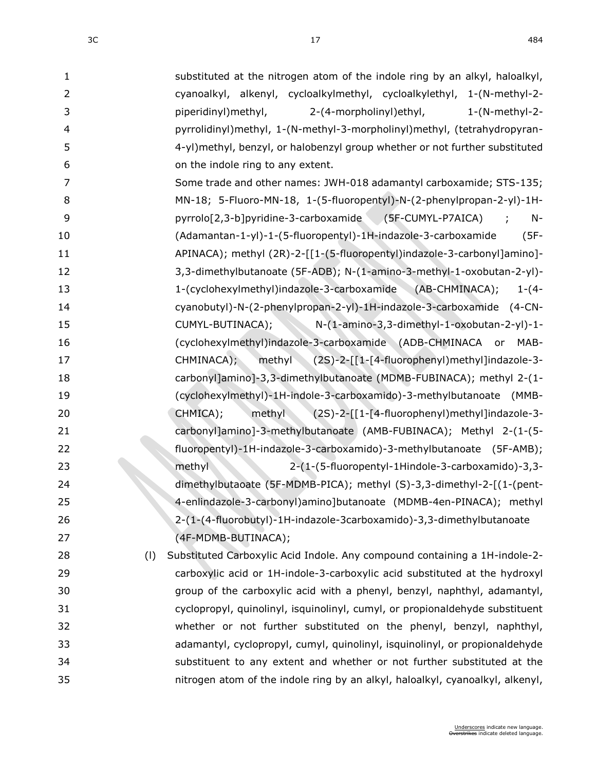substituted at the nitrogen atom of the indole ring by an alkyl, haloalkyl, cyanoalkyl, alkenyl, cycloalkylmethyl, cycloalkylethyl, 1-(N-methyl-2-piperidinyl)methyl, 2-(4-morpholinyl)ethyl, 1-(N-methyl-2-pyrrolidinyl)methyl, 1-(N-methyl-3-morpholinyl)methyl, (tetrahydropyran-4-yl)methyl, benzyl, or halobenzyl group whether or not further substituted on the indole ring to any extent.

Some trade and other names: JWH-018 adamantyl carboxamide; STS-135; MN-18; 5-Fluoro-MN-18, 1-(5-fluoropentyl)-N-(2-phenylpropan-2-yl)-1H-pyrrolo[2,3-b]pyridine-3-carboxamide (5F-CUMYL-P7AICA) ; N-(Adamantan-1-yl)-1-(5-fluoropentyl)-1H-indazole-3-carboxamide (5F-APINACA); methyl (2R)-2-[[1-(5-fluoropentyl)indazole-3-carbonyl]amino]-3,3-dimethylbutanoate (5F-ADB); N-(1-amino-3-methyl-1-oxobutan-2-yl)-1-(cyclohexylmethyl)indazole-3-carboxamide (AB-CHMINACA); 1-(4-cyanobutyl)-N-(2-phenylpropan-2-yl)-1H-indazole-3-carboxamide (4-CN-CUMYL-BUTINACA); N-(1-amino-3,3-dimethyl-1-oxobutan-2-yl)-1-(cyclohexylmethyl)indazole-3-carboxamide (ADB-CHMINACA or MAB-CHMINACA); methyl (2S)-2-[[1-[4-fluorophenyl)methyl]indazole-3-carbonyl]amino]-3,3-dimethylbutanoate (MDMB-FUBINACA); methyl 2-(1-(cyclohexylmethyl)-1H-indole-3-carboxamido)-3-methylbutanoate (MMB-CHMICA); methyl (2S)-2-[[1-[4-fluorophenyl)methyl]indazole-3-carbonyl]amino]-3-methylbutanoate (AMB-FUBINACA); Methyl 2-(1-(5-fluoropentyl)-1H-indazole-3-carboxamido)-3-methylbutanoate (5F-AMB); methyl 2-(1-(5-fluoropentyl-1Hindole-3-carboxamido)-3,3-dimethylbutaoate (5F-MDMB-PICA); methyl (S)-3,3-dimethyl-2-[(1-(pent-4-enlindazole-3-carbonyl)amino]butanoate (MDMB-4en-PINACA); methyl 2-(1-(4-fluorobutyl)-1H-indazole-3carboxamido)-3,3-dimethylbutanoate (4F-MDMB-BUTINACA);

(l) Substituted Carboxylic Acid Indole. Any compound containing a 1H-indole-2-carboxylic acid or 1H-indole-3-carboxylic acid substituted at the hydroxyl group of the carboxylic acid with a phenyl, benzyl, naphthyl, adamantyl, cyclopropyl, quinolinyl, isquinolinyl, cumyl, or propionaldehyde substituent whether or not further substituted on the phenyl, benzyl, naphthyl, adamantyl, cyclopropyl, cumyl, quinolinyl, isquinolinyl, or propionaldehyde substituent to any extent and whether or not further substituted at the nitrogen atom of the indole ring by an alkyl, haloalkyl, cyanoalkyl, alkenyl,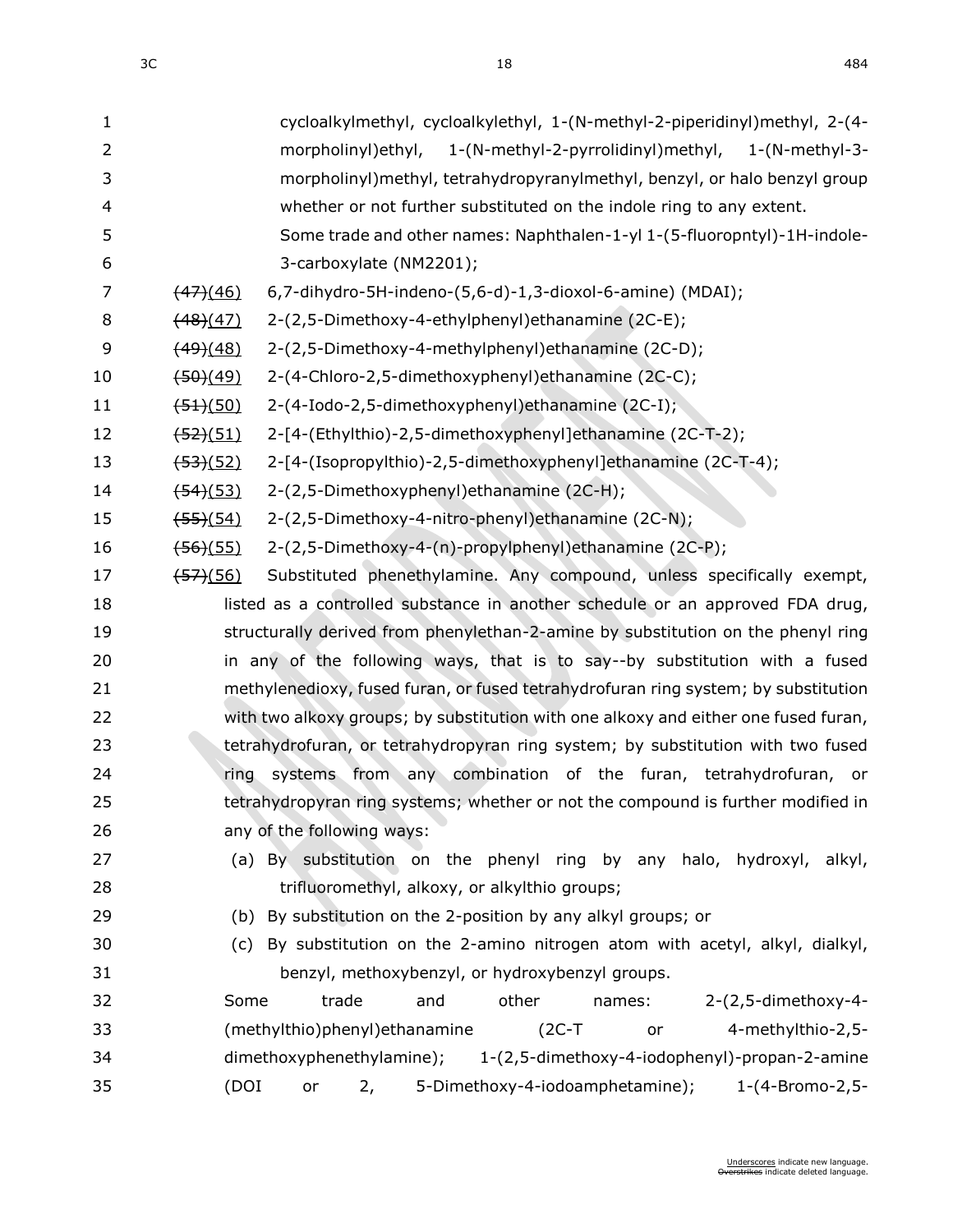cycloalkylmethyl, cycloalkylethyl, 1-(N-methyl-2-piperidinyl)methyl, 2-(4-morpholinyl)ethyl, 1-(N-methyl-2-pyrrolidinyl)methyl, 1-(N-methyl-3-morpholinyl)methyl, tetrahydropyranylmethyl, benzyl, or halo benzyl group whether or not further substituted on the indole ring to any extent.

Some trade and other names: Naphthalen-1-yl 1-(5-fluoropntyl)-1H-indole-3-carboxylate (NM2201);

~~(47)~~(46) 6,7-dihydro-5H-indeno-(5,6-d)-1,3-dioxol-6-amine) (MDAI);

~~(48)~~(47) 2-(2,5-Dimethoxy-4-ethylphenyl)ethanamine (2C-E);

~~(49)~~(48) 2-(2,5-Dimethoxy-4-methylphenyl)ethanamine (2C-D);

~~(50)~~(49) 2-(4-Chloro-2,5-dimethoxyphenyl)ethanamine (2C-C);

~~(51)~~(50) 2-(4-Iodo-2,5-dimethoxyphenyl)ethanamine (2C-I);

~~(52)~~(51) 2-[4-(Ethylthio)-2,5-dimethoxyphenyl]ethanamine (2C-T-2);

~~(53)~~(52) 2-[4-(Isopropylthio)-2,5-dimethoxyphenyl]ethanamine (2C-T-4);

~~(54)~~(53) 2-(2,5-Dimethoxyphenyl)ethanamine (2C-H);

~~(55)~~(54) 2-(2,5-Dimethoxy-4-nitro-phenyl)ethanamine (2C-N);

~~(56)~~(55) 2-(2,5-Dimethoxy-4-(n)-propylphenyl)ethanamine (2C-P);

~~(57)~~(56) Substituted phenethylamine. Any compound, unless specifically exempt, listed as a controlled substance in another schedule or an approved FDA drug, structurally derived from phenylethan-2-amine by substitution on the phenyl ring in any of the following ways, that is to say--by substitution with a fused methylenedioxy, fused furan, or fused tetrahydrofuran ring system; by substitution with two alkoxy groups; by substitution with one alkoxy and either one fused furan, tetrahydrofuran, or tetrahydropyran ring system; by substitution with two fused ring systems from any combination of the furan, tetrahydrofuran, or tetrahydropyran ring systems; whether or not the compound is further modified in any of the following ways:

(a) By substitution on the phenyl ring by any halo, hydroxyl, alkyl, trifluoromethyl, alkoxy, or alkylthio groups;

(b) By substitution on the 2-position by any alkyl groups; or

(c) By substitution on the 2-amino nitrogen atom with acetyl, alkyl, dialkyl, benzyl, methoxybenzyl, or hydroxybenzyl groups.

Some trade and other names: 2-(2,5-dimethoxy-4-(methylthio)phenyl)ethanamine (2C-T or 4-methylthio-2,5-dimethoxyphenethylamine); 1-(2,5-dimethoxy-4-iodophenyl)-propan-2-amine (DOI or 2, 5-Dimethoxy-4-iodoamphetamine); 1-(4-Bromo-2,5-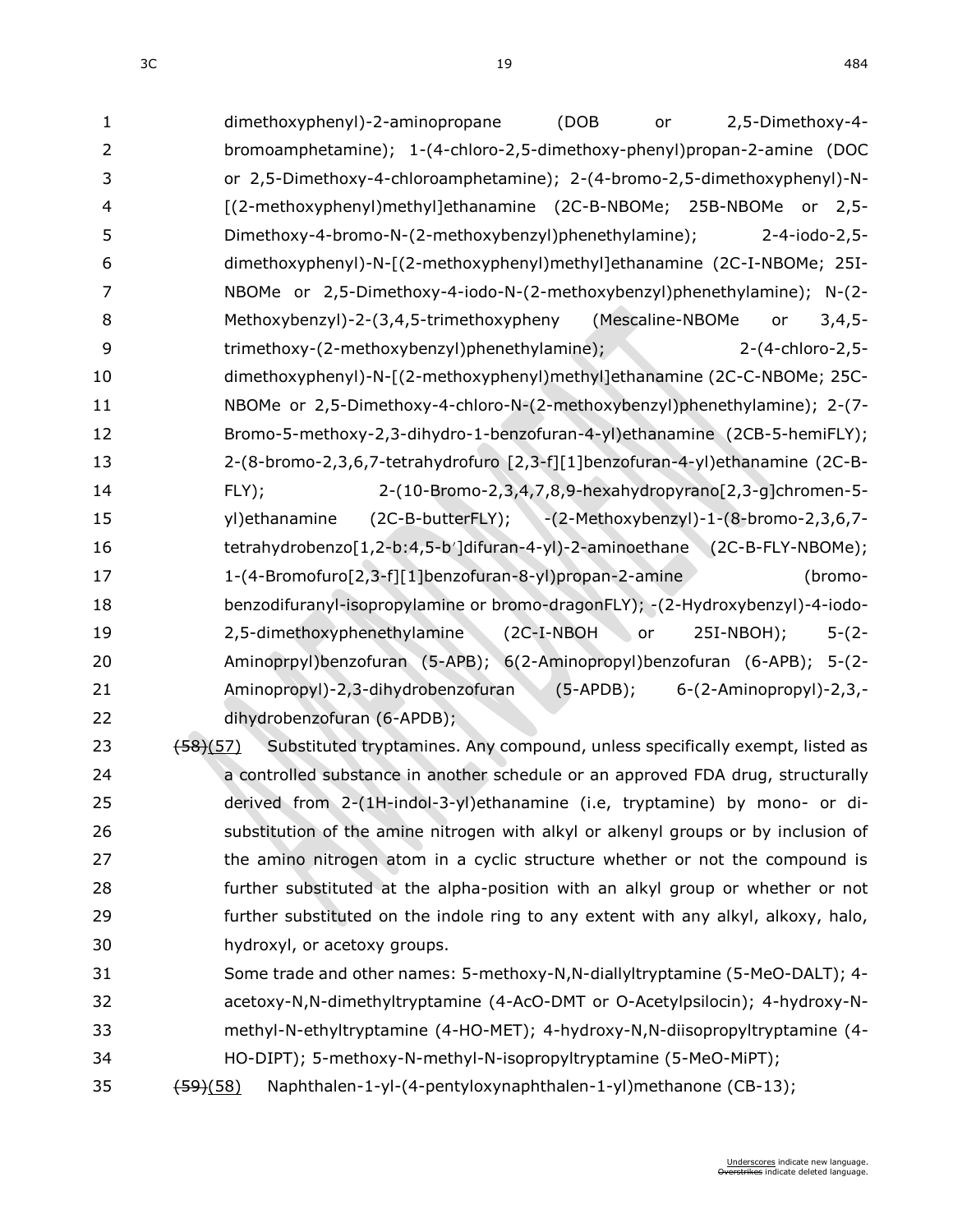dimethoxyphenyl)-2-aminopropane (DOB or 2,5-Dimethoxy-4-bromoamphetamine); 1-(4-chloro-2,5-dimethoxy-phenyl)propan-2-amine (DOC or 2,5-Dimethoxy-4-chloroamphetamine); 2-(4-bromo-2,5-dimethoxyphenyl)-N-[(2-methoxyphenyl)methyl]ethanamine (2C-B-NBOMe; 25B-NBOMe or 2,5-Dimethoxy-4-bromo-N-(2-methoxybenzyl)phenethylamine); 2-4-iodo-2,5-dimethoxyphenyl)-N-[(2-methoxyphenyl)methyl]ethanamine (2C-I-NBOMe; 25I-NBOMe or 2,5-Dimethoxy-4-iodo-N-(2-methoxybenzyl)phenethylamine); N-(2-Methoxybenzyl)-2-(3,4,5-trimethoxypheny (Mescaline-NBOMe or 3,4,5-trimethoxy-(2-methoxybenzyl)phenethylamine); 2-(4-chloro-2,5-dimethoxyphenyl)-N-[(2-methoxyphenyl)methyl]ethanamine (2C-C-NBOMe; 25C-NBOMe or 2,5-Dimethoxy-4-chloro-N-(2-methoxybenzyl)phenethylamine); 2-(7-Bromo-5-methoxy-2,3-dihydro-1-benzofuran-4-yl)ethanamine (2CB-5-hemiFLY); 2-(8-bromo-2,3,6,7-tetrahydrofuro [2,3-f][1]benzofuran-4-yl)ethanamine (2C-B-FLY); 2-(10-Bromo-2,3,4,7,8,9-hexahydropyrano[2,3-g]chromen-5-yl)ethanamine (2C-B-butterFLY); -(2-Methoxybenzyl)-1-(8-bromo-2,3,6,7-tetrahydrobenzo[1,2-b:4,5-b′]difuran-4-yl)-2-aminoethane (2C-B-FLY-NBOMe); 1-(4-Bromofuro[2,3-f][1]benzofuran-8-yl)propan-2-amine (bromo-benzodifuranyl-isopropylamine or bromo-dragonFLY); -(2-Hydroxybenzyl)-4-iodo-2,5-dimethoxyphenethylamine (2C-I-NBOH or 25I-NBOH); 5-(2-Aminoprpyl)benzofuran (5-APB); 6(2-Aminopropyl)benzofuran (6-APB); 5-(2-Aminopropyl)-2,3-dihydrobenzofuran (5-APDB); 6-(2-Aminopropyl)-2,3,-dihydrobenzofuran (6-APDB);

~~(58)~~(57) Substituted tryptamines. Any compound, unless specifically exempt, listed as a controlled substance in another schedule or an approved FDA drug, structurally derived from 2-(1H-indol-3-yl)ethanamine (i.e, tryptamine) by mono- or di-substitution of the amine nitrogen with alkyl or alkenyl groups or by inclusion of the amino nitrogen atom in a cyclic structure whether or not the compound is further substituted at the alpha-position with an alkyl group or whether or not further substituted on the indole ring to any extent with any alkyl, alkoxy, halo, hydroxyl, or acetoxy groups.

Some trade and other names: 5-methoxy-N,N-diallyltryptamine (5-MeO-DALT); 4-acetoxy-N,N-dimethyltryptamine (4-AcO-DMT or O-Acetylpsilocin); 4-hydroxy-N-methyl-N-ethyltryptamine (4-HO-MET); 4-hydroxy-N,N-diisopropyltryptamine (4-HO-DIPT); 5-methoxy-N-methyl-N-isopropyltryptamine (5-MeO-MiPT);

~~(59)~~(58) Naphthalen-1-yl-(4-pentyloxynaphthalen-1-yl)methanone (CB-13);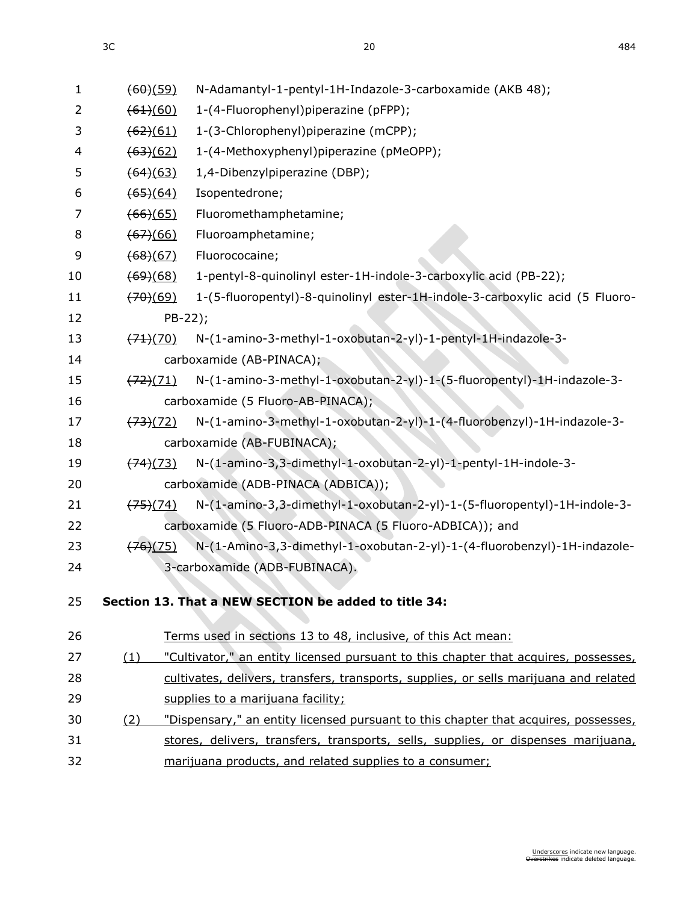~~(60)~~(59) N-Adamantyl-1-pentyl-1H-Indazole-3-carboxamide (AKB 48);

~~(61)~~(60) 1-(4-Fluorophenyl)piperazine (pFPP);

~~(62)~~(61) 1-(3-Chlorophenyl)piperazine (mCPP);

~~(63)~~(62) 1-(4-Methoxyphenyl)piperazine (pMeOPP);

~~(64)~~(63) 1,4-Dibenzylpiperazine (DBP);

~~(65)~~(64) Isopentedrone;

~~(66)~~(65) Fluoromethamphetamine;

~~(67)~~(66) Fluoroamphetamine;

~~(68)~~(67) Fluorococaine;

~~(69)~~(68) 1-pentyl-8-quinolinyl ester-1H-indole-3-carboxylic acid (PB-22);

~~(70)~~(69) 1-(5-fluoropentyl)-8-quinolinyl ester-1H-indole-3-carboxylic acid (5 Fluoro-PB-22);

~~(71)~~(70) N-(1-amino-3-methyl-1-oxobutan-2-yl)-1-pentyl-1H-indazole-3-carboxamide (AB-PINACA);

~~(72)~~(71) N-(1-amino-3-methyl-1-oxobutan-2-yl)-1-(5-fluoropentyl)-1H-indazole-3-carboxamide (5 Fluoro-AB-PINACA);

~~(73)~~(72) N-(1-amino-3-methyl-1-oxobutan-2-yl)-1-(4-fluorobenzyl)-1H-indazole-3-carboxamide (AB-FUBINACA);

~~(74)~~(73) N-(1-amino-3,3-dimethyl-1-oxobutan-2-yl)-1-pentyl-1H-indole-3-carboxamide (ADB-PINACA (ADBICA));

~~(75)~~(74) N-(1-amino-3,3-dimethyl-1-oxobutan-2-yl)-1-(5-fluoropentyl)-1H-indole-3-carboxamide (5 Fluoro-ADB-PINACA (5 Fluoro-ADBICA)); and

~~(76)~~(75) N-(1-Amino-3,3-dimethyl-1-oxobutan-2-yl)-1-(4-fluorobenzyl)-1H-indazole-3-carboxamide (ADB-FUBINACA).

**Section 13. That a NEW SECTION be added to title 34:**

Terms used in sections 13 to 48, inclusive, of this Act mean:

(1) "Cultivator," an entity licensed pursuant to this chapter that acquires, possesses, cultivates, delivers, transfers, transports, supplies, or sells marijuana and related supplies to a marijuana facility;

(2) "Dispensary," an entity licensed pursuant to this chapter that acquires, possesses, stores, delivers, transfers, transports, sells, supplies, or dispenses marijuana, marijuana products, and related supplies to a consumer;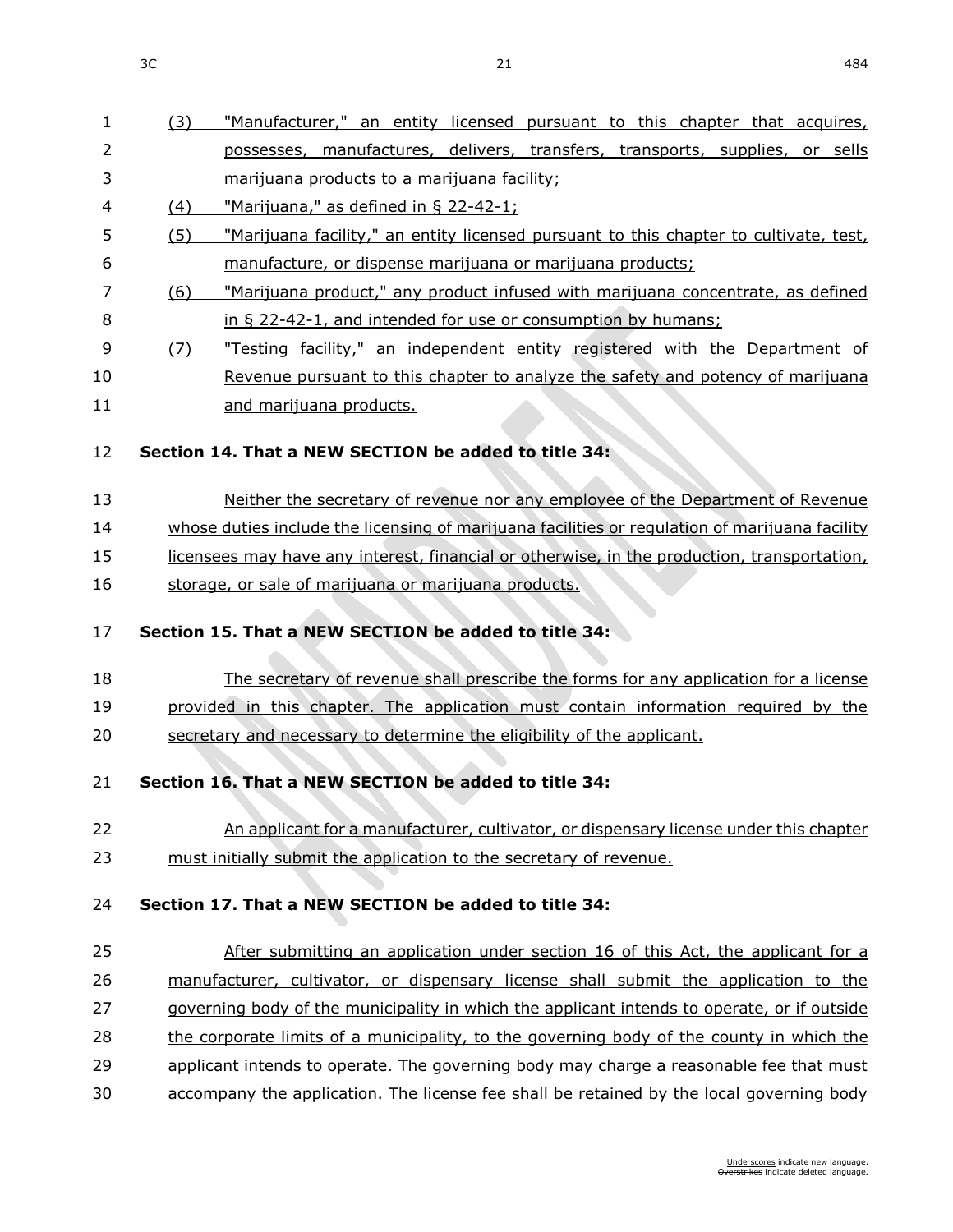(3) "Manufacturer," an entity licensed pursuant to this chapter that acquires, possesses, manufactures, delivers, transfers, transports, supplies, or sells marijuana products to a marijuana facility;

(4) "Marijuana," as defined in § 22-42-1;

(5) "Marijuana facility," an entity licensed pursuant to this chapter to cultivate, test, manufacture, or dispense marijuana or marijuana products;

(6) "Marijuana product," any product infused with marijuana concentrate, as defined in § 22-42-1, and intended for use or consumption by humans;

(7) "Testing facility," an independent entity registered with the Department of Revenue pursuant to this chapter to analyze the safety and potency of marijuana and marijuana products.

**Section 14. That a NEW SECTION be added to title 34:**

Neither the secretary of revenue nor any employee of the Department of Revenue whose duties include the licensing of marijuana facilities or regulation of marijuana facility licensees may have any interest, financial or otherwise, in the production, transportation, storage, or sale of marijuana or marijuana products.

**Section 15. That a NEW SECTION be added to title 34:**

The secretary of revenue shall prescribe the forms for any application for a license provided in this chapter. The application must contain information required by the secretary and necessary to determine the eligibility of the applicant.

**Section 16. That a NEW SECTION be added to title 34:**

An applicant for a manufacturer, cultivator, or dispensary license under this chapter must initially submit the application to the secretary of revenue.

**Section 17. That a NEW SECTION be added to title 34:**

After submitting an application under section 16 of this Act, the applicant for a manufacturer, cultivator, or dispensary license shall submit the application to the governing body of the municipality in which the applicant intends to operate, or if outside the corporate limits of a municipality, to the governing body of the county in which the applicant intends to operate. The governing body may charge a reasonable fee that must accompany the application. The license fee shall be retained by the local governing body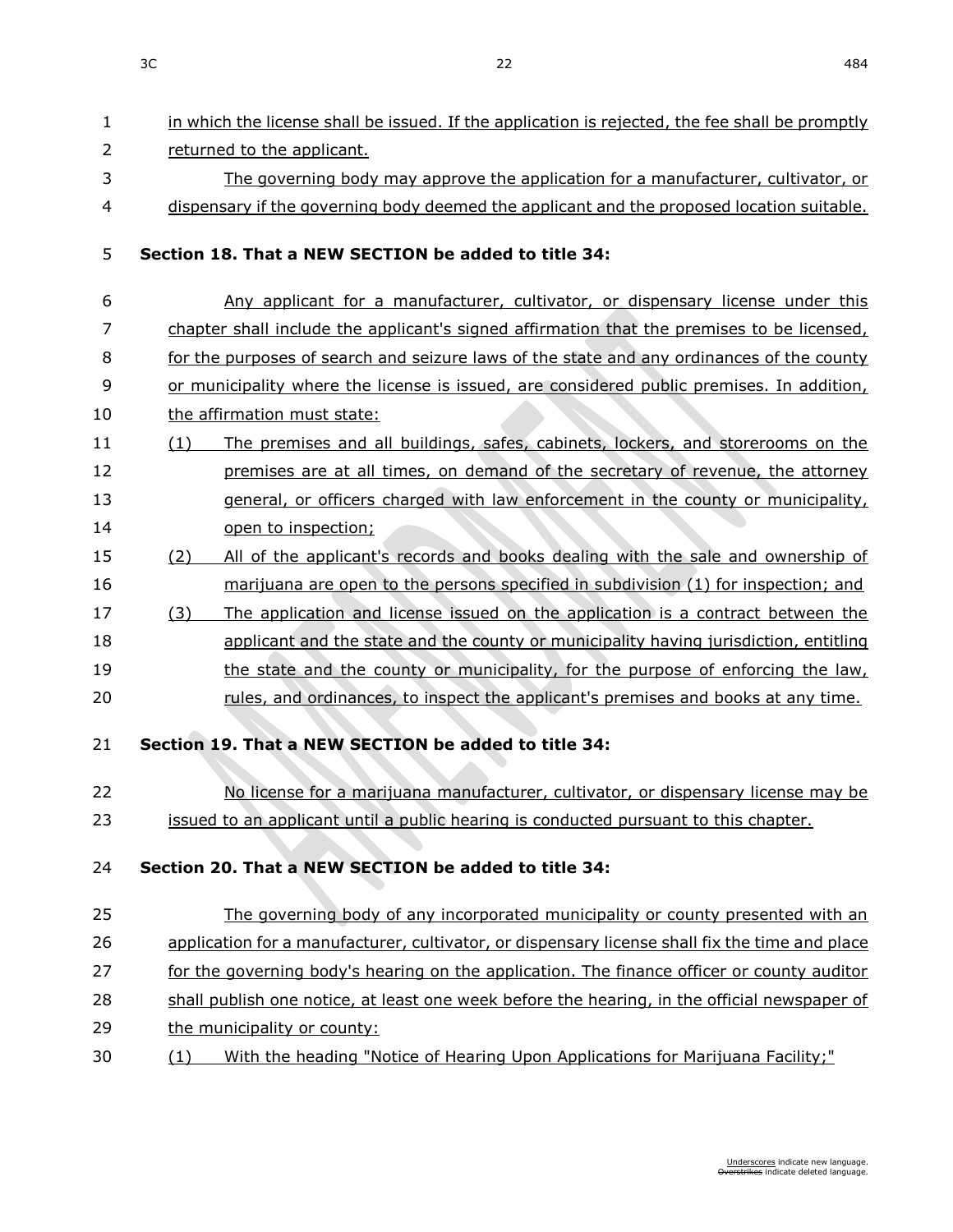in which the license shall be issued. If the application is rejected, the fee shall be promptly returned to the applicant.

The governing body may approve the application for a manufacturer, cultivator, or dispensary if the governing body deemed the applicant and the proposed location suitable.

**Section 18. That a NEW SECTION be added to title 34:**

Any applicant for a manufacturer, cultivator, or dispensary license under this chapter shall include the applicant's signed affirmation that the premises to be licensed, for the purposes of search and seizure laws of the state and any ordinances of the county or municipality where the license is issued, are considered public premises. In addition, the affirmation must state:

(1) The premises and all buildings, safes, cabinets, lockers, and storerooms on the premises are at all times, on demand of the secretary of revenue, the attorney general, or officers charged with law enforcement in the county or municipality, open to inspection;

(2) All of the applicant's records and books dealing with the sale and ownership of marijuana are open to the persons specified in subdivision (1) for inspection; and

(3) The application and license issued on the application is a contract between the applicant and the state and the county or municipality having jurisdiction, entitling the state and the county or municipality, for the purpose of enforcing the law, rules, and ordinances, to inspect the applicant's premises and books at any time.

**Section 19. That a NEW SECTION be added to title 34:**

No license for a marijuana manufacturer, cultivator, or dispensary license may be issued to an applicant until a public hearing is conducted pursuant to this chapter.

**Section 20. That a NEW SECTION be added to title 34:**

The governing body of any incorporated municipality or county presented with an application for a manufacturer, cultivator, or dispensary license shall fix the time and place for the governing body's hearing on the application. The finance officer or county auditor shall publish one notice, at least one week before the hearing, in the official newspaper of the municipality or county:

(1) With the heading "Notice of Hearing Upon Applications for Marijuana Facility;"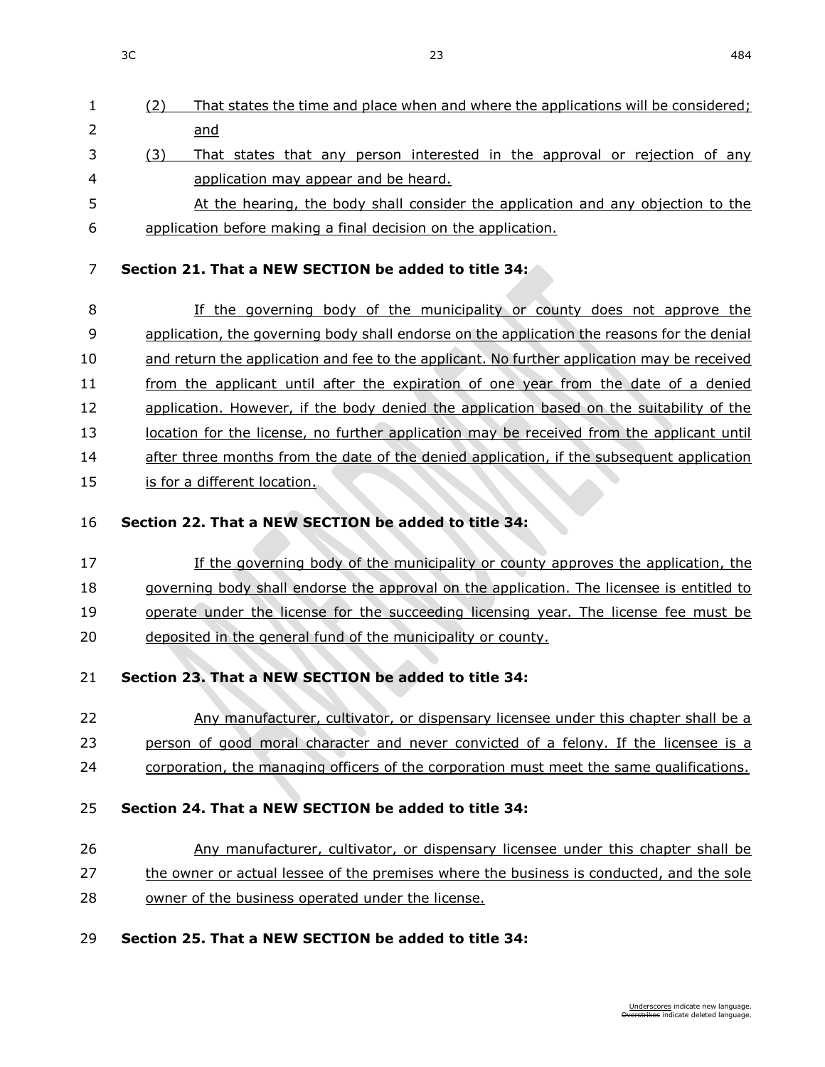(2) That states the time and place when and where the applications will be considered; and

(3) That states that any person interested in the approval or rejection of any application may appear and be heard.

At the hearing, the body shall consider the application and any objection to the application before making a final decision on the application.

**Section 21. That a NEW SECTION be added to title 34:**

If the governing body of the municipality or county does not approve the application, the governing body shall endorse on the application the reasons for the denial and return the application and fee to the applicant. No further application may be received from the applicant until after the expiration of one year from the date of a denied application. However, if the body denied the application based on the suitability of the location for the license, no further application may be received from the applicant until after three months from the date of the denied application, if the subsequent application is for a different location.

**Section 22. That a NEW SECTION be added to title 34:**

If the governing body of the municipality or county approves the application, the governing body shall endorse the approval on the application. The licensee is entitled to operate under the license for the succeeding licensing year. The license fee must be deposited in the general fund of the municipality or county.

**Section 23. That a NEW SECTION be added to title 34:**

Any manufacturer, cultivator, or dispensary licensee under this chapter shall be a person of good moral character and never convicted of a felony. If the licensee is a corporation, the managing officers of the corporation must meet the same qualifications.

**Section 24. That a NEW SECTION be added to title 34:**

Any manufacturer, cultivator, or dispensary licensee under this chapter shall be the owner or actual lessee of the premises where the business is conducted, and the sole owner of the business operated under the license.

**Section 25. That a NEW SECTION be added to title 34:**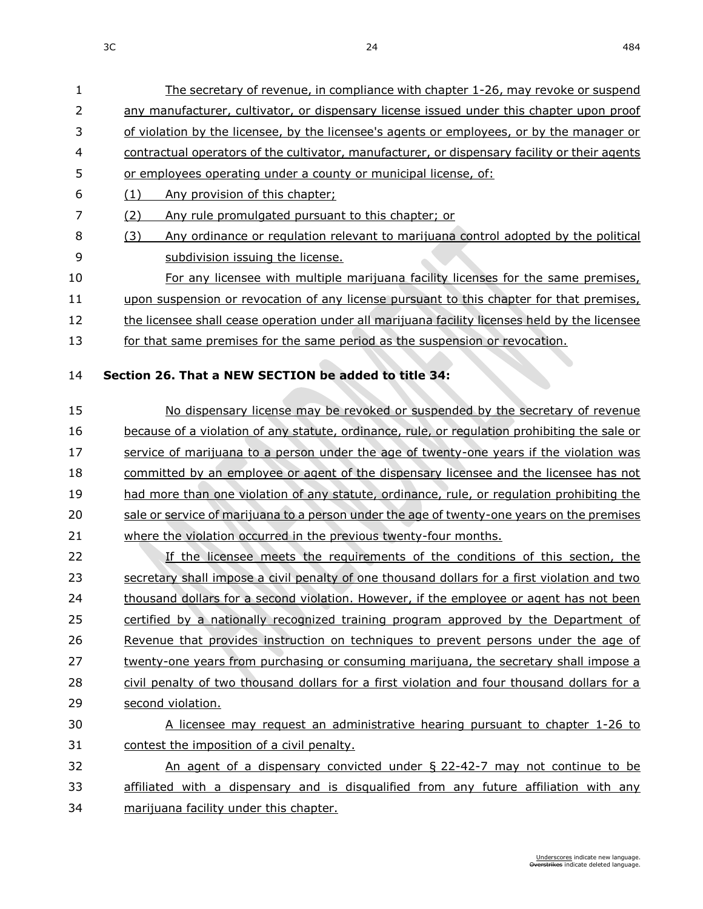The secretary of revenue, in compliance with chapter 1-26, may revoke or suspend any manufacturer, cultivator, or dispensary license issued under this chapter upon proof of violation by the licensee, by the licensee's agents or employees, or by the manager or contractual operators of the cultivator, manufacturer, or dispensary facility or their agents or employees operating under a county or municipal license, of:

(1) Any provision of this chapter;

(2) Any rule promulgated pursuant to this chapter; or

(3) Any ordinance or regulation relevant to marijuana control adopted by the political subdivision issuing the license.

For any licensee with multiple marijuana facility licenses for the same premises, upon suspension or revocation of any license pursuant to this chapter for that premises, the licensee shall cease operation under all marijuana facility licenses held by the licensee for that same premises for the same period as the suspension or revocation.

**Section 26. That a NEW SECTION be added to title 34:**

No dispensary license may be revoked or suspended by the secretary of revenue because of a violation of any statute, ordinance, rule, or regulation prohibiting the sale or service of marijuana to a person under the age of twenty-one years if the violation was committed by an employee or agent of the dispensary licensee and the licensee has not had more than one violation of any statute, ordinance, rule, or regulation prohibiting the sale or service of marijuana to a person under the age of twenty-one years on the premises where the violation occurred in the previous twenty-four months.

If the licensee meets the requirements of the conditions of this section, the secretary shall impose a civil penalty of one thousand dollars for a first violation and two thousand dollars for a second violation. However, if the employee or agent has not been certified by a nationally recognized training program approved by the Department of Revenue that provides instruction on techniques to prevent persons under the age of twenty-one years from purchasing or consuming marijuana, the secretary shall impose a civil penalty of two thousand dollars for a first violation and four thousand dollars for a second violation.

A licensee may request an administrative hearing pursuant to chapter 1-26 to contest the imposition of a civil penalty.

An agent of a dispensary convicted under § 22-42-7 may not continue to be affiliated with a dispensary and is disqualified from any future affiliation with any marijuana facility under this chapter.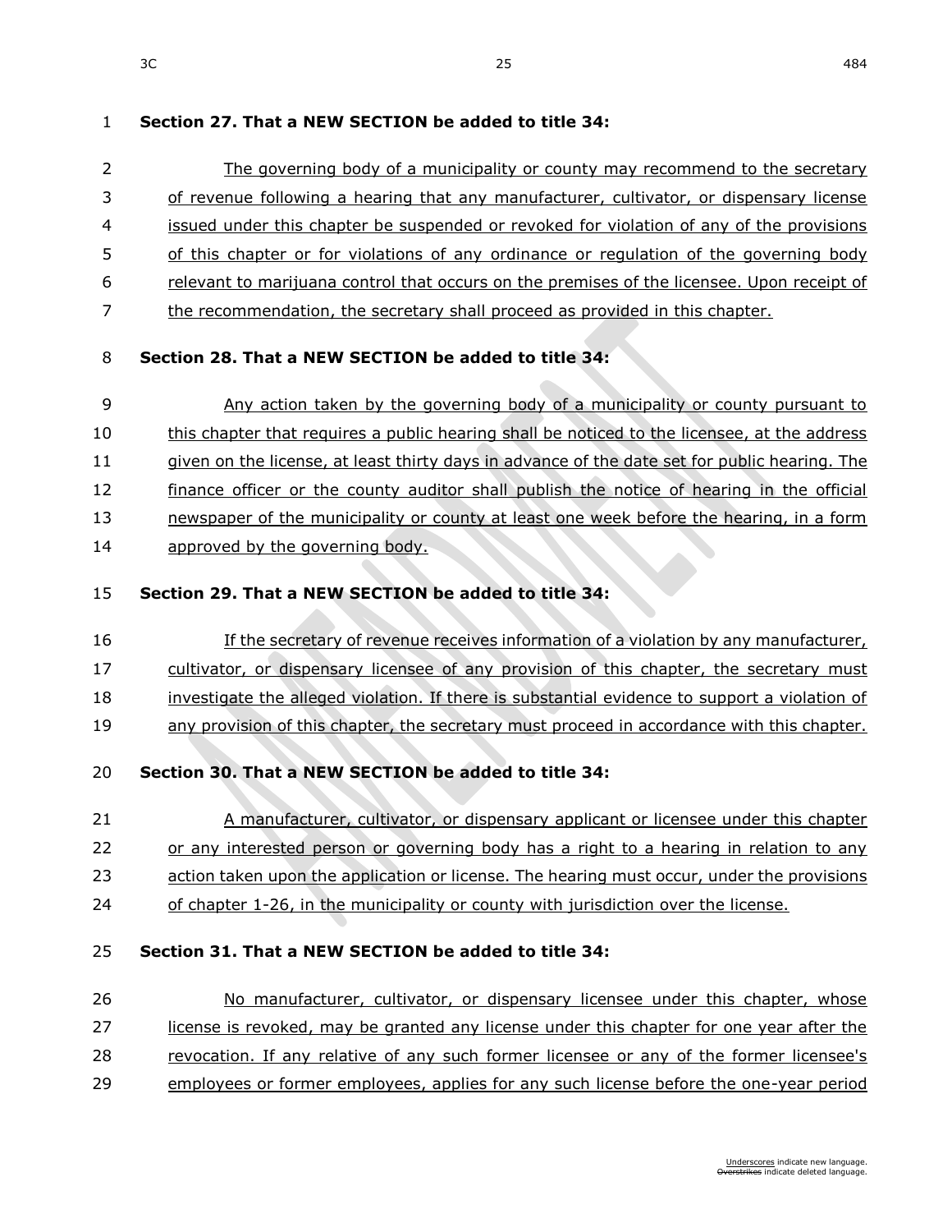**Section 27. That a NEW SECTION be added to title 34:**

The governing body of a municipality or county may recommend to the secretary of revenue following a hearing that any manufacturer, cultivator, or dispensary license issued under this chapter be suspended or revoked for violation of any of the provisions of this chapter or for violations of any ordinance or regulation of the governing body relevant to marijuana control that occurs on the premises of the licensee. Upon receipt of the recommendation, the secretary shall proceed as provided in this chapter.

**Section 28. That a NEW SECTION be added to title 34:**

Any action taken by the governing body of a municipality or county pursuant to this chapter that requires a public hearing shall be noticed to the licensee, at the address given on the license, at least thirty days in advance of the date set for public hearing. The finance officer or the county auditor shall publish the notice of hearing in the official newspaper of the municipality or county at least one week before the hearing, in a form approved by the governing body.

**Section 29. That a NEW SECTION be added to title 34:**

If the secretary of revenue receives information of a violation by any manufacturer, cultivator, or dispensary licensee of any provision of this chapter, the secretary must investigate the alleged violation. If there is substantial evidence to support a violation of any provision of this chapter, the secretary must proceed in accordance with this chapter.

**Section 30. That a NEW SECTION be added to title 34:**

A manufacturer, cultivator, or dispensary applicant or licensee under this chapter or any interested person or governing body has a right to a hearing in relation to any action taken upon the application or license. The hearing must occur, under the provisions of chapter 1-26, in the municipality or county with jurisdiction over the license.

**Section 31. That a NEW SECTION be added to title 34:**

No manufacturer, cultivator, or dispensary licensee under this chapter, whose license is revoked, may be granted any license under this chapter for one year after the revocation. If any relative of any such former licensee or any of the former licensee's employees or former employees, applies for any such license before the one-year period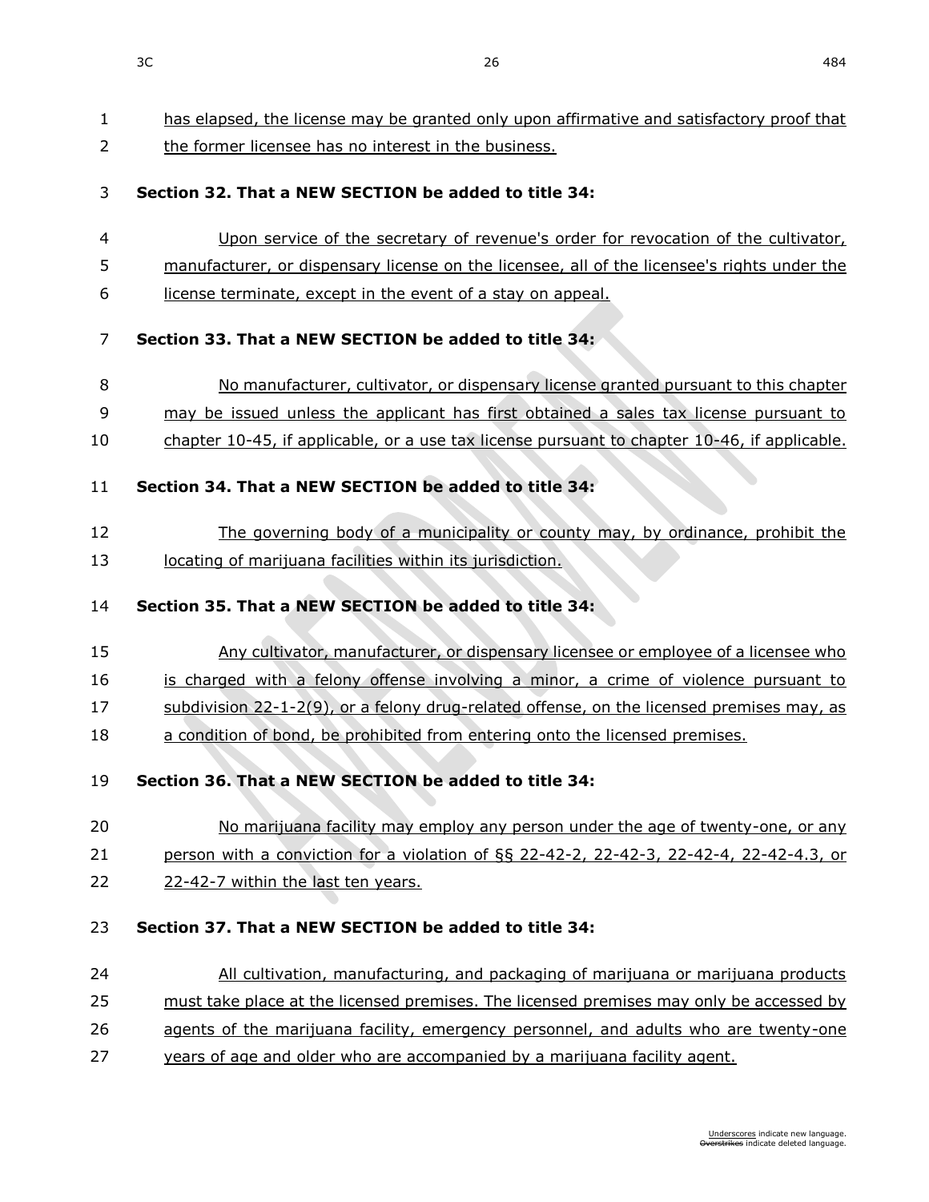has elapsed, the license may be granted only upon affirmative and satisfactory proof that the former licensee has no interest in the business.

**Section 32. That a NEW SECTION be added to title 34:**

Upon service of the secretary of revenue's order for revocation of the cultivator, manufacturer, or dispensary license on the licensee, all of the licensee's rights under the license terminate, except in the event of a stay on appeal.

**Section 33. That a NEW SECTION be added to title 34:**

No manufacturer, cultivator, or dispensary license granted pursuant to this chapter may be issued unless the applicant has first obtained a sales tax license pursuant to chapter 10-45, if applicable, or a use tax license pursuant to chapter 10-46, if applicable.

**Section 34. That a NEW SECTION be added to title 34:**

The governing body of a municipality or county may, by ordinance, prohibit the locating of marijuana facilities within its jurisdiction.

**Section 35. That a NEW SECTION be added to title 34:**

Any cultivator, manufacturer, or dispensary licensee or employee of a licensee who is charged with a felony offense involving a minor, a crime of violence pursuant to subdivision 22-1-2(9), or a felony drug-related offense, on the licensed premises may, as a condition of bond, be prohibited from entering onto the licensed premises.

**Section 36. That a NEW SECTION be added to title 34:**

No marijuana facility may employ any person under the age of twenty-one, or any person with a conviction for a violation of §§ 22-42-2, 22-42-3, 22-42-4, 22-42-4.3, or 22-42-7 within the last ten years.

**Section 37. That a NEW SECTION be added to title 34:**

All cultivation, manufacturing, and packaging of marijuana or marijuana products must take place at the licensed premises. The licensed premises may only be accessed by agents of the marijuana facility, emergency personnel, and adults who are twenty-one years of age and older who are accompanied by a marijuana facility agent.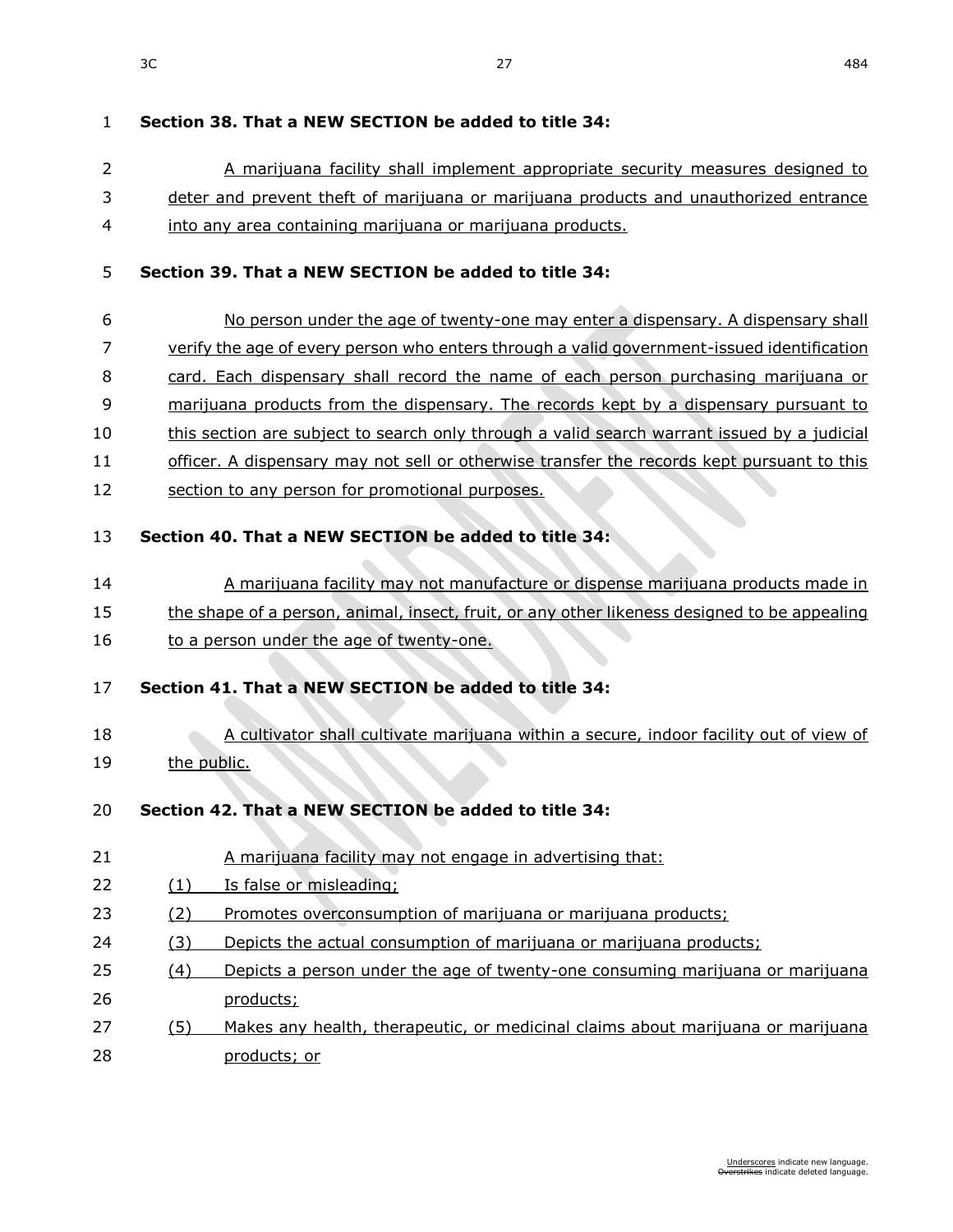**Section 38. That a NEW SECTION be added to title 34:**

A marijuana facility shall implement appropriate security measures designed to deter and prevent theft of marijuana or marijuana products and unauthorized entrance into any area containing marijuana or marijuana products.

**Section 39. That a NEW SECTION be added to title 34:**

No person under the age of twenty-one may enter a dispensary. A dispensary shall verify the age of every person who enters through a valid government-issued identification card. Each dispensary shall record the name of each person purchasing marijuana or marijuana products from the dispensary. The records kept by a dispensary pursuant to this section are subject to search only through a valid search warrant issued by a judicial officer. A dispensary may not sell or otherwise transfer the records kept pursuant to this section to any person for promotional purposes.

**Section 40. That a NEW SECTION be added to title 34:**

A marijuana facility may not manufacture or dispense marijuana products made in the shape of a person, animal, insect, fruit, or any other likeness designed to be appealing to a person under the age of twenty-one.

**Section 41. That a NEW SECTION be added to title 34:**

A cultivator shall cultivate marijuana within a secure, indoor facility out of view of the public.

**Section 42. That a NEW SECTION be added to title 34:**

A marijuana facility may not engage in advertising that:

(1) Is false or misleading;

(2) Promotes overconsumption of marijuana or marijuana products;

(3) Depicts the actual consumption of marijuana or marijuana products;

(4) Depicts a person under the age of twenty-one consuming marijuana or marijuana products;

(5) Makes any health, therapeutic, or medicinal claims about marijuana or marijuana products; or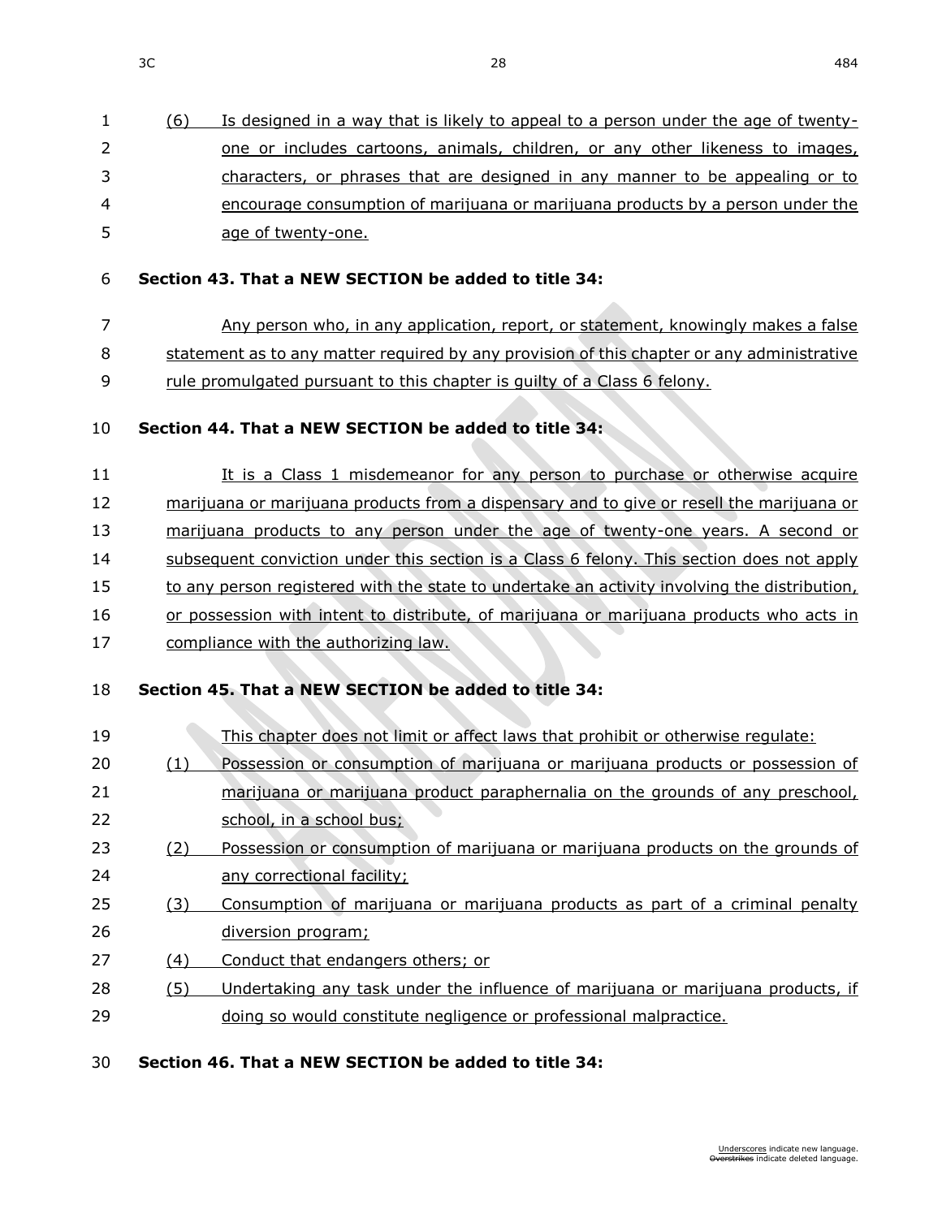(6) Is designed in a way that is likely to appeal to a person under the age of twenty-one or includes cartoons, animals, children, or any other likeness to images, characters, or phrases that are designed in any manner to be appealing or to encourage consumption of marijuana or marijuana products by a person under the age of twenty-one.

**Section 43. That a NEW SECTION be added to title 34:**

Any person who, in any application, report, or statement, knowingly makes a false statement as to any matter required by any provision of this chapter or any administrative rule promulgated pursuant to this chapter is guilty of a Class 6 felony.

**Section 44. That a NEW SECTION be added to title 34:**

It is a Class 1 misdemeanor for any person to purchase or otherwise acquire marijuana or marijuana products from a dispensary and to give or resell the marijuana or marijuana products to any person under the age of twenty-one years. A second or subsequent conviction under this section is a Class 6 felony. This section does not apply to any person registered with the state to undertake an activity involving the distribution, or possession with intent to distribute, of marijuana or marijuana products who acts in compliance with the authorizing law.

**Section 45. That a NEW SECTION be added to title 34:**

This chapter does not limit or affect laws that prohibit or otherwise regulate:

(1) Possession or consumption of marijuana or marijuana products or possession of marijuana or marijuana product paraphernalia on the grounds of any preschool, school, in a school bus;

(2) Possession or consumption of marijuana or marijuana products on the grounds of any correctional facility;

(3) Consumption of marijuana or marijuana products as part of a criminal penalty diversion program;

(4) Conduct that endangers others; or

(5) Undertaking any task under the influence of marijuana or marijuana products, if doing so would constitute negligence or professional malpractice.

**Section 46. That a NEW SECTION be added to title 34:**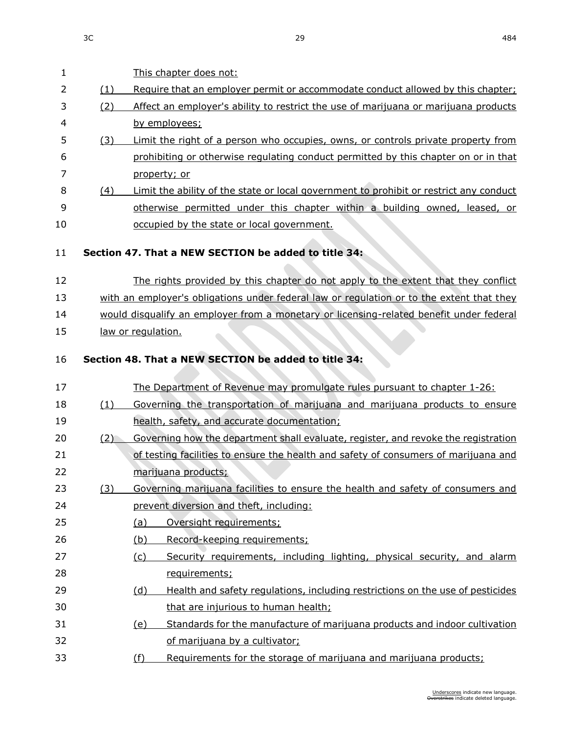This chapter does not:

(1) Require that an employer permit or accommodate conduct allowed by this chapter;

(2) Affect an employer's ability to restrict the use of marijuana or marijuana products by employees;

(3) Limit the right of a person who occupies, owns, or controls private property from prohibiting or otherwise regulating conduct permitted by this chapter on or in that property; or

(4) Limit the ability of the state or local government to prohibit or restrict any conduct otherwise permitted under this chapter within a building owned, leased, or occupied by the state or local government.

**Section 47. That a NEW SECTION be added to title 34:**

The rights provided by this chapter do not apply to the extent that they conflict with an employer's obligations under federal law or regulation or to the extent that they would disqualify an employer from a monetary or licensing-related benefit under federal law or regulation.

**Section 48. That a NEW SECTION be added to title 34:**

The Department of Revenue may promulgate rules pursuant to chapter 1-26:

(1) Governing the transportation of marijuana and marijuana products to ensure health, safety, and accurate documentation;

(2) Governing how the department shall evaluate, register, and revoke the registration of testing facilities to ensure the health and safety of consumers of marijuana and marijuana products;

(3) Governing marijuana facilities to ensure the health and safety of consumers and prevent diversion and theft, including:

   (a) Oversight requirements;

   (b) Record-keeping requirements;

   (c) Security requirements, including lighting, physical security, and alarm requirements;

   (d) Health and safety regulations, including restrictions on the use of pesticides that are injurious to human health;

   (e) Standards for the manufacture of marijuana products and indoor cultivation of marijuana by a cultivator;

   (f) Requirements for the storage of marijuana and marijuana products;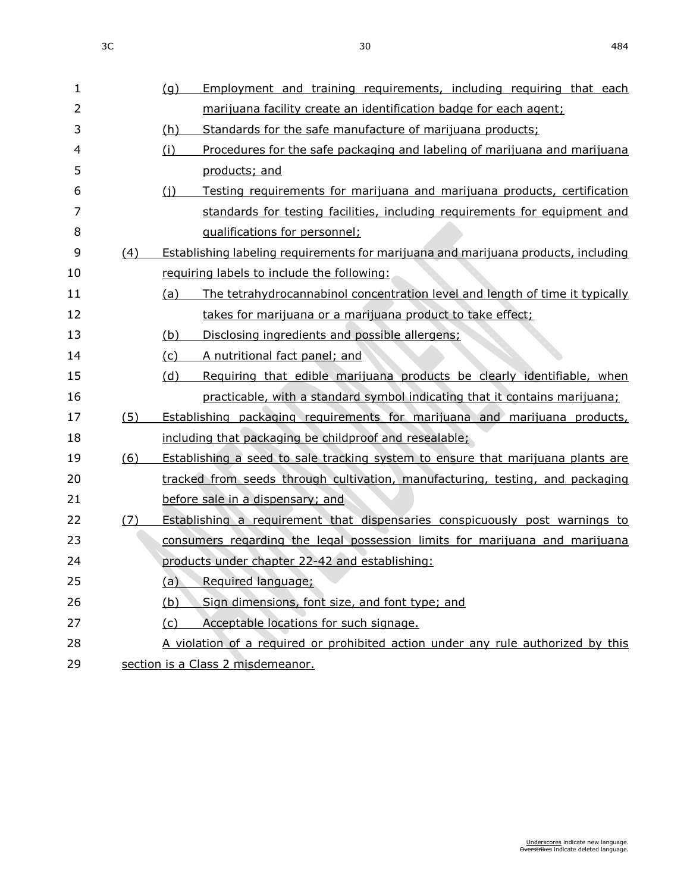(g) Employment and training requirements, including requiring that each marijuana facility create an identification badge for each agent;

(h) Standards for the safe manufacture of marijuana products;

(i) Procedures for the safe packaging and labeling of marijuana and marijuana products; and

(j) Testing requirements for marijuana and marijuana products, certification standards for testing facilities, including requirements for equipment and qualifications for personnel;

(4) Establishing labeling requirements for marijuana and marijuana products, including requiring labels to include the following:

(a) The tetrahydrocannabinol concentration level and length of time it typically takes for marijuana or a marijuana product to take effect;

(b) Disclosing ingredients and possible allergens;

(c) A nutritional fact panel; and

(d) Requiring that edible marijuana products be clearly identifiable, when practicable, with a standard symbol indicating that it contains marijuana;

(5) Establishing packaging requirements for marijuana and marijuana products, including that packaging be childproof and resealable;

(6) Establishing a seed to sale tracking system to ensure that marijuana plants are tracked from seeds through cultivation, manufacturing, testing, and packaging before sale in a dispensary; and

(7) Establishing a requirement that dispensaries conspicuously post warnings to consumers regarding the legal possession limits for marijuana and marijuana products under chapter 22-42 and establishing:

(a) Required language;

(b) Sign dimensions, font size, and font type; and

(c) Acceptable locations for such signage.

A violation of a required or prohibited action under any rule authorized by this section is a Class 2 misdemeanor.